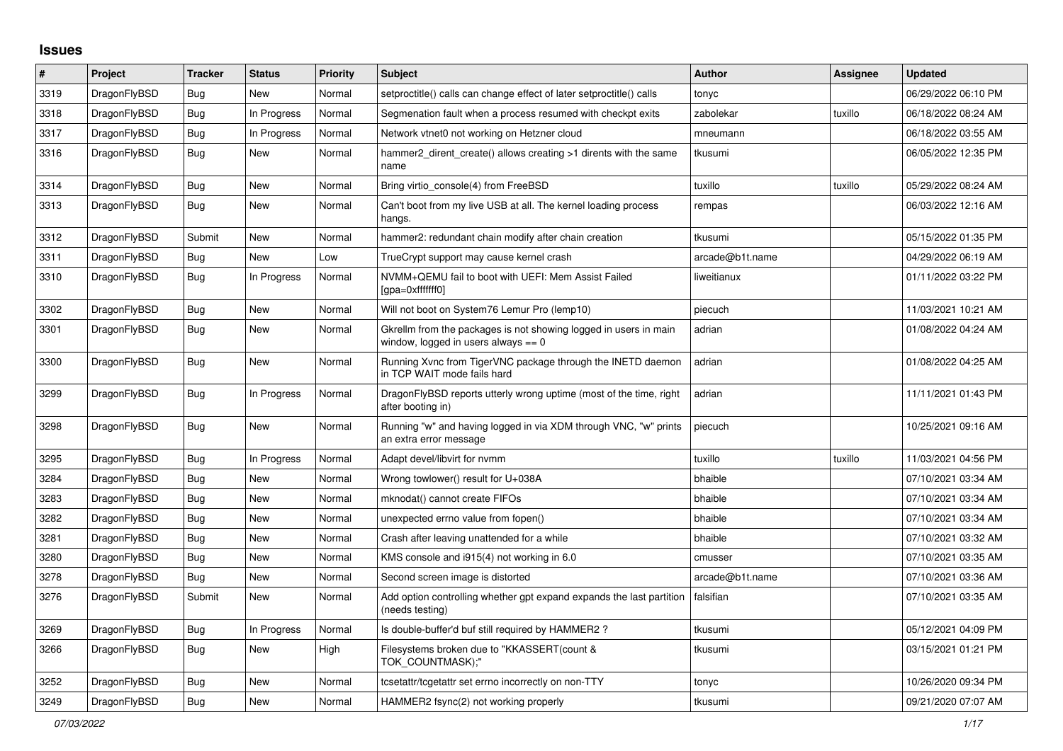# Issues

| # | Project | Tracker | Status | Priority | Subject | Author | Assignee | Updated |
|---|---|---|---|---|---|---|---|---|
| 3319 | DragonFlyBSD | Bug | New | Normal | setproctitle() calls can change effect of later setproctitle() calls | tonyc | | 06/29/2022 06:10 PM |
| 3318 | DragonFlyBSD | Bug | In Progress | Normal | Segmenation fault when a process resumed with checkpt exits | zabolekar | tuxillo | 06/18/2022 08:24 AM |
| 3317 | DragonFlyBSD | Bug | In Progress | Normal | Network vtnet0 not working on Hetzner cloud | mneumann | | 06/18/2022 03:55 AM |
| 3316 | DragonFlyBSD | Bug | New | Normal | hammer2_dirent_create() allows creating >1 dirents with the same name | tkusumi | | 06/05/2022 12:35 PM |
| 3314 | DragonFlyBSD | Bug | New | Normal | Bring virtio_console(4) from FreeBSD | tuxillo | tuxillo | 05/29/2022 08:24 AM |
| 3313 | DragonFlyBSD | Bug | New | Normal | Can't boot from my live USB at all. The kernel loading process hangs. | rempas | | 06/03/2022 12:16 AM |
| 3312 | DragonFlyBSD | Submit | New | Normal | hammer2: redundant chain modify after chain creation | tkusumi | | 05/15/2022 01:35 PM |
| 3311 | DragonFlyBSD | Bug | New | Low | TrueCrypt support may cause kernel crash | arcade@b1t.name | | 04/29/2022 06:19 AM |
| 3310 | DragonFlyBSD | Bug | In Progress | Normal | NVMM+QEMU fail to boot with UEFI: Mem Assist Failed [gpa=0xfffffff0] | liweitianux | | 01/11/2022 03:22 PM |
| 3302 | DragonFlyBSD | Bug | New | Normal | Will not boot on System76 Lemur Pro (lemp10) | piecuch | | 11/03/2021 10:21 AM |
| 3301 | DragonFlyBSD | Bug | New | Normal | Gkrellm from the packages is not showing logged in users in main window, logged in users always == 0 | adrian | | 01/08/2022 04:24 AM |
| 3300 | DragonFlyBSD | Bug | New | Normal | Running Xvnc from TigerVNC package through the INETD daemon in TCP WAIT mode fails hard | adrian | | 01/08/2022 04:25 AM |
| 3299 | DragonFlyBSD | Bug | In Progress | Normal | DragonFlyBSD reports utterly wrong uptime (most of the time, right after booting in) | adrian | | 11/11/2021 01:43 PM |
| 3298 | DragonFlyBSD | Bug | New | Normal | Running "w" and having logged in via XDM through VNC, "w" prints an extra error message | piecuch | | 10/25/2021 09:16 AM |
| 3295 | DragonFlyBSD | Bug | In Progress | Normal | Adapt devel/libvirt for nvmm | tuxillo | tuxillo | 11/03/2021 04:56 PM |
| 3284 | DragonFlyBSD | Bug | New | Normal | Wrong towlower() result for U+038A | bhaible | | 07/10/2021 03:34 AM |
| 3283 | DragonFlyBSD | Bug | New | Normal | mknodat() cannot create FIFOs | bhaible | | 07/10/2021 03:34 AM |
| 3282 | DragonFlyBSD | Bug | New | Normal | unexpected errno value from fopen() | bhaible | | 07/10/2021 03:34 AM |
| 3281 | DragonFlyBSD | Bug | New | Normal | Crash after leaving unattended for a while | bhaible | | 07/10/2021 03:32 AM |
| 3280 | DragonFlyBSD | Bug | New | Normal | KMS console and i915(4) not working in 6.0 | cmusser | | 07/10/2021 03:35 AM |
| 3278 | DragonFlyBSD | Bug | New | Normal | Second screen image is distorted | arcade@b1t.name | | 07/10/2021 03:36 AM |
| 3276 | DragonFlyBSD | Submit | New | Normal | Add option controlling whether gpt expand expands the last partition (needs testing) | falsifian | | 07/10/2021 03:35 AM |
| 3269 | DragonFlyBSD | Bug | In Progress | Normal | Is double-buffer'd buf still required by HAMMER2 ? | tkusumi | | 05/12/2021 04:09 PM |
| 3266 | DragonFlyBSD | Bug | New | High | Filesystems broken due to "KKASSERT(count & TOK_COUNTMASK);" | tkusumi | | 03/15/2021 01:21 PM |
| 3252 | DragonFlyBSD | Bug | New | Normal | tcsetattr/tcgetattr set errno incorrectly on non-TTY | tonyc | | 10/26/2020 09:34 PM |
| 3249 | DragonFlyBSD | Bug | New | Normal | HAMMER2 fsync(2) not working properly | tkusumi | | 09/21/2020 07:07 AM |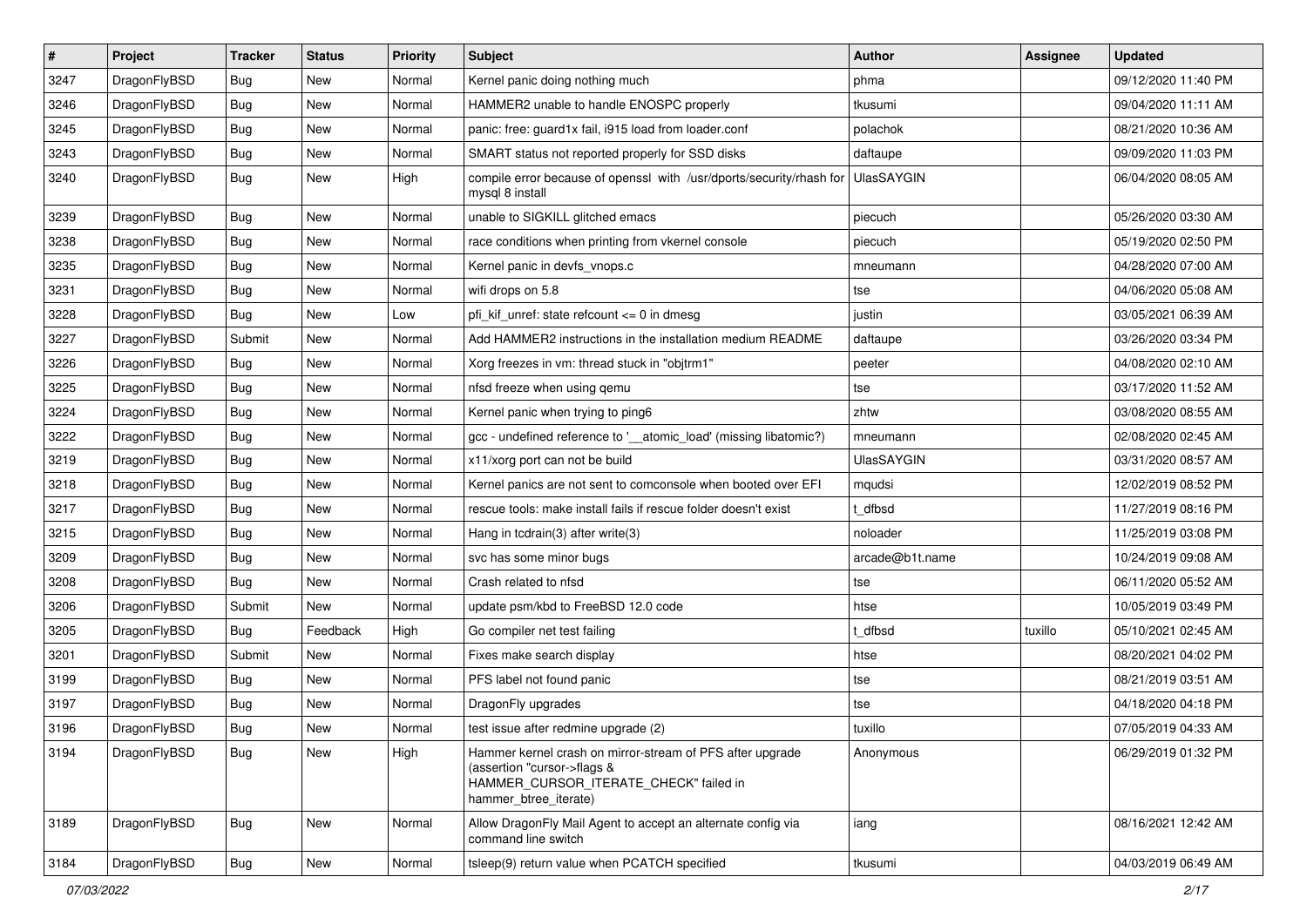| # | Project | Tracker | Status | Priority | Subject | Author | Assignee | Updated |
|---|---|---|---|---|---|---|---|---|
| 3247 | DragonFlyBSD | Bug | New | Normal | Kernel panic doing nothing much | phma | | 09/12/2020 11:40 PM |
| 3246 | DragonFlyBSD | Bug | New | Normal | HAMMER2 unable to handle ENOSPC properly | tkusumi | | 09/04/2020 11:11 AM |
| 3245 | DragonFlyBSD | Bug | New | Normal | panic: free: guard1x fail, i915 load from loader.conf | polachok | | 08/21/2020 10:36 AM |
| 3243 | DragonFlyBSD | Bug | New | Normal | SMART status not reported properly for SSD disks | daftaupe | | 09/09/2020 11:03 PM |
| 3240 | DragonFlyBSD | Bug | New | High | compile error because of openssl with /usr/dports/security/rhash for mysql 8 install | UlasSAYGIN | | 06/04/2020 08:05 AM |
| 3239 | DragonFlyBSD | Bug | New | Normal | unable to SIGKILL glitched emacs | piecuch | | 05/26/2020 03:30 AM |
| 3238 | DragonFlyBSD | Bug | New | Normal | race conditions when printing from vkernel console | piecuch | | 05/19/2020 02:50 PM |
| 3235 | DragonFlyBSD | Bug | New | Normal | Kernel panic in devfs_vnops.c | mneumann | | 04/28/2020 07:00 AM |
| 3231 | DragonFlyBSD | Bug | New | Normal | wifi drops on 5.8 | tse | | 04/06/2020 05:08 AM |
| 3228 | DragonFlyBSD | Bug | New | Low | pfi_kif_unref: state refcount <= 0 in dmesg | justin | | 03/05/2021 06:39 AM |
| 3227 | DragonFlyBSD | Submit | New | Normal | Add HAMMER2 instructions in the installation medium README | daftaupe | | 03/26/2020 03:34 PM |
| 3226 | DragonFlyBSD | Bug | New | Normal | Xorg freezes in vm: thread stuck in "objtrm1" | peeter | | 04/08/2020 02:10 AM |
| 3225 | DragonFlyBSD | Bug | New | Normal | nfsd freeze when using qemu | tse | | 03/17/2020 11:52 AM |
| 3224 | DragonFlyBSD | Bug | New | Normal | Kernel panic when trying to ping6 | zhtw | | 03/08/2020 08:55 AM |
| 3222 | DragonFlyBSD | Bug | New | Normal | gcc - undefined reference to '__atomic_load' (missing libatomic?) | mneumann | | 02/08/2020 02:45 AM |
| 3219 | DragonFlyBSD | Bug | New | Normal | x11/xorg port can not be build | UlasSAYGIN | | 03/31/2020 08:57 AM |
| 3218 | DragonFlyBSD | Bug | New | Normal | Kernel panics are not sent to comconsole when booted over EFI | mqudsi | | 12/02/2019 08:52 PM |
| 3217 | DragonFlyBSD | Bug | New | Normal | rescue tools: make install fails if rescue folder doesn't exist | t_dfbsd | | 11/27/2019 08:16 PM |
| 3215 | DragonFlyBSD | Bug | New | Normal | Hang in tcdrain(3) after write(3) | noloader | | 11/25/2019 03:08 PM |
| 3209 | DragonFlyBSD | Bug | New | Normal | svc has some minor bugs | arcade@b1t.name | | 10/24/2019 09:08 AM |
| 3208 | DragonFlyBSD | Bug | New | Normal | Crash related to nfsd | tse | | 06/11/2020 05:52 AM |
| 3206 | DragonFlyBSD | Submit | New | Normal | update psm/kbd to FreeBSD 12.0 code | htse | | 10/05/2019 03:49 PM |
| 3205 | DragonFlyBSD | Bug | Feedback | High | Go compiler net test failing | t_dfbsd | tuxillo | 05/10/2021 02:45 AM |
| 3201 | DragonFlyBSD | Submit | New | Normal | Fixes make search display | htse | | 08/20/2021 04:02 PM |
| 3199 | DragonFlyBSD | Bug | New | Normal | PFS label not found panic | tse | | 08/21/2019 03:51 AM |
| 3197 | DragonFlyBSD | Bug | New | Normal | DragonFly upgrades | tse | | 04/18/2020 04:18 PM |
| 3196 | DragonFlyBSD | Bug | New | Normal | test issue after redmine upgrade (2) | tuxillo | | 07/05/2019 04:33 AM |
| 3194 | DragonFlyBSD | Bug | New | High | Hammer kernel crash on mirror-stream of PFS after upgrade (assertion "cursor->flags & HAMMER_CURSOR_ITERATE_CHECK" failed in hammer_btree_iterate) | Anonymous | | 06/29/2019 01:32 PM |
| 3189 | DragonFlyBSD | Bug | New | Normal | Allow DragonFly Mail Agent to accept an alternate config via command line switch | iang | | 08/16/2021 12:42 AM |
| 3184 | DragonFlyBSD | Bug | New | Normal | tsleep(9) return value when PCATCH specified | tkusumi | | 04/03/2019 06:49 AM |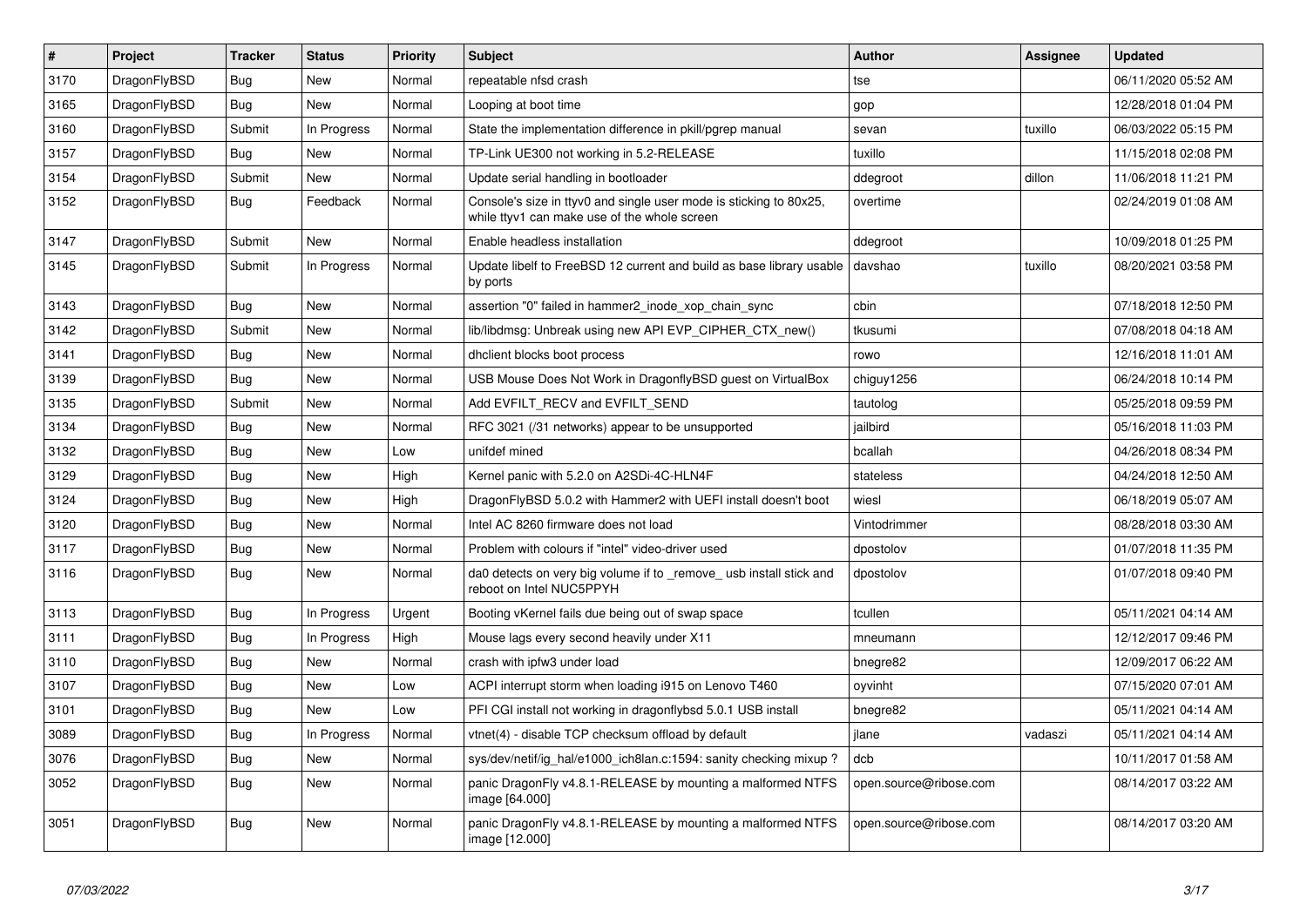| # | Project | Tracker | Status | Priority | Subject | Author | Assignee | Updated |
|---|---|---|---|---|---|---|---|---|
| 3170 | DragonFlyBSD | Bug | New | Normal | repeatable nfsd crash | tse | | 06/11/2020 05:52 AM |
| 3165 | DragonFlyBSD | Bug | New | Normal | Looping at boot time | gop | | 12/28/2018 01:04 PM |
| 3160 | DragonFlyBSD | Submit | In Progress | Normal | State the implementation difference in pkill/pgrep manual | sevan | tuxillo | 06/03/2022 05:15 PM |
| 3157 | DragonFlyBSD | Bug | New | Normal | TP-Link UE300 not working in 5.2-RELEASE | tuxillo | | 11/15/2018 02:08 PM |
| 3154 | DragonFlyBSD | Submit | New | Normal | Update serial handling in bootloader | ddegroot | dillon | 11/06/2018 11:21 PM |
| 3152 | DragonFlyBSD | Bug | Feedback | Normal | Console's size in ttyv0 and single user mode is sticking to 80x25, while ttyv1 can make use of the whole screen | overtime | | 02/24/2019 01:08 AM |
| 3147 | DragonFlyBSD | Submit | New | Normal | Enable headless installation | ddegroot | | 10/09/2018 01:25 PM |
| 3145 | DragonFlyBSD | Submit | In Progress | Normal | Update libelf to FreeBSD 12 current and build as base library usable by ports | davshao | tuxillo | 08/20/2021 03:58 PM |
| 3143 | DragonFlyBSD | Bug | New | Normal | assertion "0" failed in hammer2_inode_xop_chain_sync | cbin | | 07/18/2018 12:50 PM |
| 3142 | DragonFlyBSD | Submit | New | Normal | lib/libdmsg: Unbreak using new API EVP_CIPHER_CTX_new() | tkusumi | | 07/08/2018 04:18 AM |
| 3141 | DragonFlyBSD | Bug | New | Normal | dhclient blocks boot process | rowo | | 12/16/2018 11:01 AM |
| 3139 | DragonFlyBSD | Bug | New | Normal | USB Mouse Does Not Work in DragonflyBSD guest on VirtualBox | chiguy1256 | | 06/24/2018 10:14 PM |
| 3135 | DragonFlyBSD | Submit | New | Normal | Add EVFILT_RECV and EVFILT_SEND | tautolog | | 05/25/2018 09:59 PM |
| 3134 | DragonFlyBSD | Bug | New | Normal | RFC 3021 (/31 networks) appear to be unsupported | jailbird | | 05/16/2018 11:03 PM |
| 3132 | DragonFlyBSD | Bug | New | Low | unifdef mined | bcallah | | 04/26/2018 08:34 PM |
| 3129 | DragonFlyBSD | Bug | New | High | Kernel panic with 5.2.0 on A2SDi-4C-HLN4F | stateless | | 04/24/2018 12:50 AM |
| 3124 | DragonFlyBSD | Bug | New | High | DragonFlyBSD 5.0.2 with Hammer2 with UEFI install doesn't boot | wiesl | | 06/18/2019 05:07 AM |
| 3120 | DragonFlyBSD | Bug | New | Normal | Intel AC 8260 firmware does not load | Vintodrimmer | | 08/28/2018 03:30 AM |
| 3117 | DragonFlyBSD | Bug | New | Normal | Problem with colours if "intel" video-driver used | dpostolov | | 01/07/2018 11:35 PM |
| 3116 | DragonFlyBSD | Bug | New | Normal | da0 detects on very big volume if to _remove_ usb install stick and reboot on Intel NUC5PPYH | dpostolov | | 01/07/2018 09:40 PM |
| 3113 | DragonFlyBSD | Bug | In Progress | Urgent | Booting vKernel fails due being out of swap space | tcullen | | 05/11/2021 04:14 AM |
| 3111 | DragonFlyBSD | Bug | In Progress | High | Mouse lags every second heavily under X11 | mneumann | | 12/12/2017 09:46 PM |
| 3110 | DragonFlyBSD | Bug | New | Normal | crash with ipfw3 under load | bnegre82 | | 12/09/2017 06:22 AM |
| 3107 | DragonFlyBSD | Bug | New | Low | ACPI interrupt storm when loading i915 on Lenovo T460 | oyvinht | | 07/15/2020 07:01 AM |
| 3101 | DragonFlyBSD | Bug | New | Low | PFI CGI install not working in dragonflybsd 5.0.1 USB install | bnegre82 | | 05/11/2021 04:14 AM |
| 3089 | DragonFlyBSD | Bug | In Progress | Normal | vtnet(4) - disable TCP checksum offload by default | jlane | vadaszi | 05/11/2021 04:14 AM |
| 3076 | DragonFlyBSD | Bug | New | Normal | sys/dev/netif/ig_hal/e1000_ich8lan.c:1594: sanity checking mixup ? | dcb | | 10/11/2017 01:58 AM |
| 3052 | DragonFlyBSD | Bug | New | Normal | panic DragonFly v4.8.1-RELEASE by mounting a malformed NTFS image [64.000] | open.source@ribose.com | | 08/14/2017 03:22 AM |
| 3051 | DragonFlyBSD | Bug | New | Normal | panic DragonFly v4.8.1-RELEASE by mounting a malformed NTFS image [12.000] | open.source@ribose.com | | 08/14/2017 03:20 AM |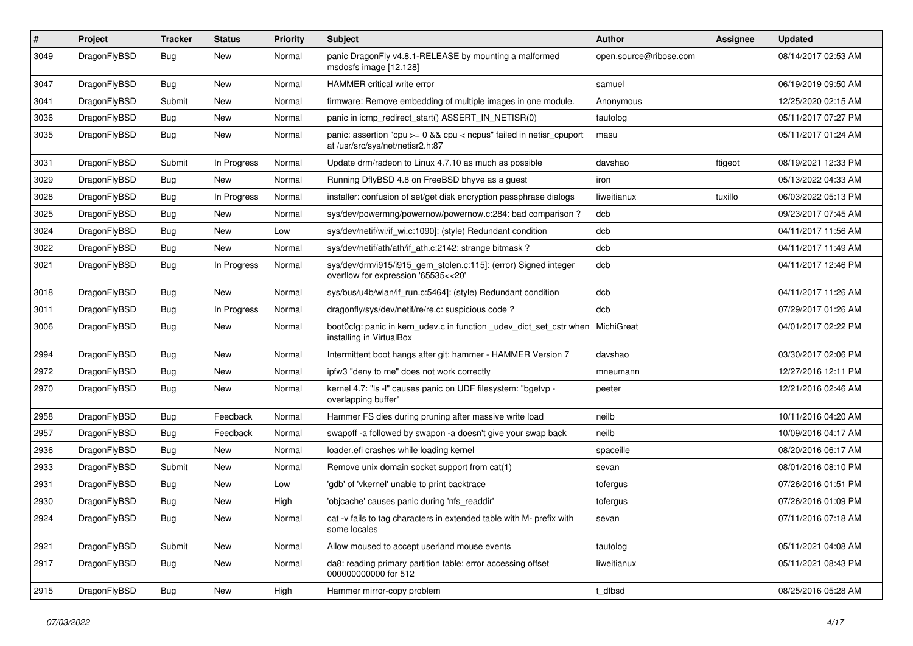| # | Project | Tracker | Status | Priority | Subject | Author | Assignee | Updated |
| --- | --- | --- | --- | --- | --- | --- | --- | --- |
| 3049 | DragonFlyBSD | Bug | New | Normal | panic DragonFly v4.8.1-RELEASE by mounting a malformed msdosfs image [12.128] | open.source@ribose.com |  | 08/14/2017 02:53 AM |
| 3047 | DragonFlyBSD | Bug | New | Normal | HAMMER critical write error | samuel |  | 06/19/2019 09:50 AM |
| 3041 | DragonFlyBSD | Submit | New | Normal | firmware: Remove embedding of multiple images in one module. | Anonymous |  | 12/25/2020 02:15 AM |
| 3036 | DragonFlyBSD | Bug | New | Normal | panic in icmp_redirect_start() ASSERT_IN_NETISR(0) | tautolog |  | 05/11/2017 07:27 PM |
| 3035 | DragonFlyBSD | Bug | New | Normal | panic: assertion "cpu >= 0 && cpu < ncpus" failed in netisr_cpuport at /usr/src/sys/net/netisr2.h:87 | masu |  | 05/11/2017 01:24 AM |
| 3031 | DragonFlyBSD | Submit | In Progress | Normal | Update drm/radeon to Linux 4.7.10 as much as possible | davshao | ftigeot | 08/19/2021 12:33 PM |
| 3029 | DragonFlyBSD | Bug | New | Normal | Running DflyBSD 4.8 on FreeBSD bhyve as a guest | iron |  | 05/13/2022 04:33 AM |
| 3028 | DragonFlyBSD | Bug | In Progress | Normal | installer: confusion of set/get disk encryption passphrase dialogs | liweitianux | tuxillo | 06/03/2022 05:13 PM |
| 3025 | DragonFlyBSD | Bug | New | Normal | sys/dev/powermng/powernow/powernow.c:284: bad comparison ? | dcb |  | 09/23/2017 07:45 AM |
| 3024 | DragonFlyBSD | Bug | New | Low | sys/dev/netif/wi/if_wi.c:1090]: (style) Redundant condition | dcb |  | 04/11/2017 11:56 AM |
| 3022 | DragonFlyBSD | Bug | New | Normal | sys/dev/netif/ath/ath/if_ath.c:2142: strange bitmask ? | dcb |  | 04/11/2017 11:49 AM |
| 3021 | DragonFlyBSD | Bug | In Progress | Normal | sys/dev/drm/i915/i915_gem_stolen.c:115]: (error) Signed integer overflow for expression '65535<<20' | dcb |  | 04/11/2017 12:46 PM |
| 3018 | DragonFlyBSD | Bug | New | Normal | sys/bus/u4b/wlan/if_run.c:5464]: (style) Redundant condition | dcb |  | 04/11/2017 11:26 AM |
| 3011 | DragonFlyBSD | Bug | In Progress | Normal | dragonfly/sys/dev/netif/re/re.c: suspicious code ? | dcb |  | 07/29/2017 01:26 AM |
| 3006 | DragonFlyBSD | Bug | New | Normal | boot0cfg: panic in kern_udev.c in function _udev_dict_set_cstr when installing in VirtualBox | MichiGreat |  | 04/01/2017 02:22 PM |
| 2994 | DragonFlyBSD | Bug | New | Normal | Intermittent boot hangs after git: hammer - HAMMER Version 7 | davshao |  | 03/30/2017 02:06 PM |
| 2972 | DragonFlyBSD | Bug | New | Normal | ipfw3 "deny to me" does not work correctly | mneumann |  | 12/27/2016 12:11 PM |
| 2970 | DragonFlyBSD | Bug | New | Normal | kernel 4.7: "ls -l" causes panic on UDF filesystem: "bgetvp - overlapping buffer" | peeter |  | 12/21/2016 02:46 AM |
| 2958 | DragonFlyBSD | Bug | Feedback | Normal | Hammer FS dies during pruning after massive write load | neilb |  | 10/11/2016 04:20 AM |
| 2957 | DragonFlyBSD | Bug | Feedback | Normal | swapoff -a followed by swapon -a doesn't give your swap back | neilb |  | 10/09/2016 04:17 AM |
| 2936 | DragonFlyBSD | Bug | New | Normal | loader.efi crashes while loading kernel | spaceille |  | 08/20/2016 06:17 AM |
| 2933 | DragonFlyBSD | Submit | New | Normal | Remove unix domain socket support from cat(1) | sevan |  | 08/01/2016 08:10 PM |
| 2931 | DragonFlyBSD | Bug | New | Low | 'gdb' of 'vkernel' unable to print backtrace | tofergus |  | 07/26/2016 01:51 PM |
| 2930 | DragonFlyBSD | Bug | New | High | 'objcache' causes panic during 'nfs_readdir' | tofergus |  | 07/26/2016 01:09 PM |
| 2924 | DragonFlyBSD | Bug | New | Normal | cat -v fails to tag characters in extended table with M- prefix with some locales | sevan |  | 07/11/2016 07:18 AM |
| 2921 | DragonFlyBSD | Submit | New | Normal | Allow moused to accept userland mouse events | tautolog |  | 05/11/2021 04:08 AM |
| 2917 | DragonFlyBSD | Bug | New | Normal | da8: reading primary partition table: error accessing offset 000000000000 for 512 | liweitianux |  | 05/11/2021 08:43 PM |
| 2915 | DragonFlyBSD | Bug | New | High | Hammer mirror-copy problem | t_dfbsd |  | 08/25/2016 05:28 AM |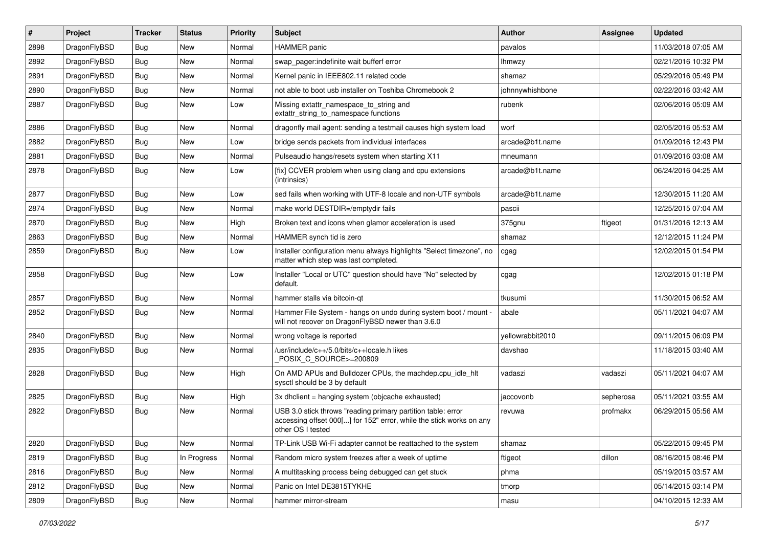| # | Project | Tracker | Status | Priority | Subject | Author | Assignee | Updated |
|---|---|---|---|---|---|---|---|---|
| 2898 | DragonFlyBSD | Bug | New | Normal | HAMMER panic | pavalos | | 11/03/2018 07:05 AM |
| 2892 | DragonFlyBSD | Bug | New | Normal | swap_pager:indefinite wait bufferf error | lhmwzy | | 02/21/2016 10:32 PM |
| 2891 | DragonFlyBSD | Bug | New | Normal | Kernel panic in IEEE802.11 related code | shamaz | | 05/29/2016 05:49 PM |
| 2890 | DragonFlyBSD | Bug | New | Normal | not able to boot usb installer on Toshiba Chromebook 2 | johnnywhishbone | | 02/22/2016 03:42 AM |
| 2887 | DragonFlyBSD | Bug | New | Low | Missing extattr_namespace_to_string and extattr_string_to_namespace functions | rubenk | | 02/06/2016 05:09 AM |
| 2886 | DragonFlyBSD | Bug | New | Normal | dragonfly mail agent: sending a testmail causes high system load | worf | | 02/05/2016 05:53 AM |
| 2882 | DragonFlyBSD | Bug | New | Low | bridge sends packets from individual interfaces | arcade@b1t.name | | 01/09/2016 12:43 PM |
| 2881 | DragonFlyBSD | Bug | New | Normal | Pulseaudio hangs/resets system when starting X11 | mneumann | | 01/09/2016 03:08 AM |
| 2878 | DragonFlyBSD | Bug | New | Low | [fix] CCVER problem when using clang and cpu extensions (intrinsics) | arcade@b1t.name | | 06/24/2016 04:25 AM |
| 2877 | DragonFlyBSD | Bug | New | Low | sed fails when working with UTF-8 locale and non-UTF symbols | arcade@b1t.name | | 12/30/2015 11:20 AM |
| 2874 | DragonFlyBSD | Bug | New | Normal | make world DESTDIR=/emptydir fails | pascii | | 12/25/2015 07:04 AM |
| 2870 | DragonFlyBSD | Bug | New | High | Broken text and icons when glamor acceleration is used | 375gnu | ftigeot | 01/31/2016 12:13 AM |
| 2863 | DragonFlyBSD | Bug | New | Normal | HAMMER synch tid is zero | shamaz | | 12/12/2015 11:24 PM |
| 2859 | DragonFlyBSD | Bug | New | Low | Installer configuration menu always highlights "Select timezone", no matter which step was last completed. | cgag | | 12/02/2015 01:54 PM |
| 2858 | DragonFlyBSD | Bug | New | Low | Installer "Local or UTC" question should have "No" selected by default. | cgag | | 12/02/2015 01:18 PM |
| 2857 | DragonFlyBSD | Bug | New | Normal | hammer stalls via bitcoin-qt | tkusumi | | 11/30/2015 06:52 AM |
| 2852 | DragonFlyBSD | Bug | New | Normal | Hammer File System - hangs on undo during system boot / mount - will not recover on DragonFlyBSD newer than 3.6.0 | abale | | 05/11/2021 04:07 AM |
| 2840 | DragonFlyBSD | Bug | New | Normal | wrong voltage is reported | yellowrabbit2010 | | 09/11/2015 06:09 PM |
| 2835 | DragonFlyBSD | Bug | New | Normal | /usr/include/c++/5.0/bits/c++locale.h likes _POSIX_C_SOURCE>=200809 | davshao | | 11/18/2015 03:40 AM |
| 2828 | DragonFlyBSD | Bug | New | High | On AMD APUs and Bulldozer CPUs, the machdep.cpu_idle_hlt sysctl should be 3 by default | vadaszi | vadaszi | 05/11/2021 04:07 AM |
| 2825 | DragonFlyBSD | Bug | New | High | 3x dhclient = hanging system (objcache exhausted) | jaccovonb | sepherosa | 05/11/2021 03:55 AM |
| 2822 | DragonFlyBSD | Bug | New | Normal | USB 3.0 stick throws "reading primary partition table: error accessing offset 000[...] for 152" error, while the stick works on any other OS I tested | revuwa | profmakx | 06/29/2015 05:56 AM |
| 2820 | DragonFlyBSD | Bug | New | Normal | TP-Link USB Wi-Fi adapter cannot be reattached to the system | shamaz | | 05/22/2015 09:45 PM |
| 2819 | DragonFlyBSD | Bug | In Progress | Normal | Random micro system freezes after a week of uptime | ftigeot | dillon | 08/16/2015 08:46 PM |
| 2816 | DragonFlyBSD | Bug | New | Normal | A multitasking process being debugged can get stuck | phma | | 05/19/2015 03:57 AM |
| 2812 | DragonFlyBSD | Bug | New | Normal | Panic on Intel DE3815TYKHE | tmorp | | 05/14/2015 03:14 PM |
| 2809 | DragonFlyBSD | Bug | New | Normal | hammer mirror-stream | masu | | 04/10/2015 12:33 AM |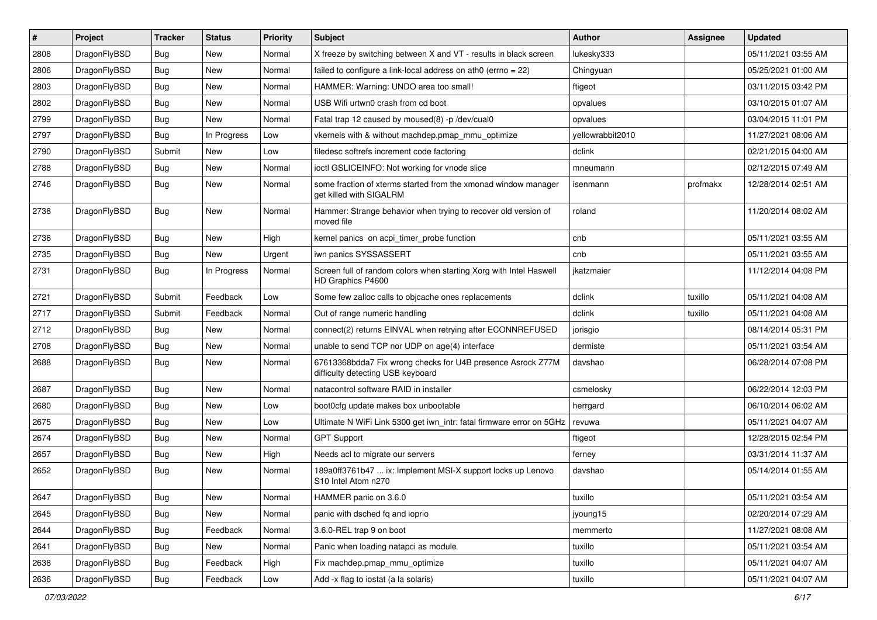| # | Project | Tracker | Status | Priority | Subject | Author | Assignee | Updated |
|---|---|---|---|---|---|---|---|---|
| 2808 | DragonFlyBSD | Bug | New | Normal | X freeze by switching between X and VT - results in black screen | lukesky333 | | 05/11/2021 03:55 AM |
| 2806 | DragonFlyBSD | Bug | New | Normal | failed to configure a link-local address on ath0 (errno = 22) | Chingyuan | | 05/25/2021 01:00 AM |
| 2803 | DragonFlyBSD | Bug | New | Normal | HAMMER: Warning: UNDO area too small! | ftigeot | | 03/11/2015 03:42 PM |
| 2802 | DragonFlyBSD | Bug | New | Normal | USB Wifi urtwn0 crash from cd boot | opvalues | | 03/10/2015 01:07 AM |
| 2799 | DragonFlyBSD | Bug | New | Normal | Fatal trap 12 caused by moused(8) -p /dev/cual0 | opvalues | | 03/04/2015 11:01 PM |
| 2797 | DragonFlyBSD | Bug | In Progress | Low | vkernels with & without machdep.pmap_mmu_optimize | yellowrabbit2010 | | 11/27/2021 08:06 AM |
| 2790 | DragonFlyBSD | Submit | New | Low | filedesc softrefs increment code factoring | dclink | | 02/21/2015 04:00 AM |
| 2788 | DragonFlyBSD | Bug | New | Normal | ioctl GSLICEINFO: Not working for vnode slice | mneumann | | 02/12/2015 07:49 AM |
| 2746 | DragonFlyBSD | Bug | New | Normal | some fraction of xterms started from the xmonad window manager get killed with SIGALRM | isenmann | profmakx | 12/28/2014 02:51 AM |
| 2738 | DragonFlyBSD | Bug | New | Normal | Hammer: Strange behavior when trying to recover old version of moved file | roland | | 11/20/2014 08:02 AM |
| 2736 | DragonFlyBSD | Bug | New | High | kernel panics on acpi_timer_probe function | cnb | | 05/11/2021 03:55 AM |
| 2735 | DragonFlyBSD | Bug | New | Urgent | iwn panics SYSSASSERT | cnb | | 05/11/2021 03:55 AM |
| 2731 | DragonFlyBSD | Bug | In Progress | Normal | Screen full of random colors when starting Xorg with Intel Haswell HD Graphics P4600 | jkatzmaier | | 11/12/2014 04:08 PM |
| 2721 | DragonFlyBSD | Submit | Feedback | Low | Some few zalloc calls to objcache ones replacements | dclink | tuxillo | 05/11/2021 04:08 AM |
| 2717 | DragonFlyBSD | Submit | Feedback | Normal | Out of range numeric handling | dclink | tuxillo | 05/11/2021 04:08 AM |
| 2712 | DragonFlyBSD | Bug | New | Normal | connect(2) returns EINVAL when retrying after ECONNREFUSED | jorisgio | | 08/14/2014 05:31 PM |
| 2708 | DragonFlyBSD | Bug | New | Normal | unable to send TCP nor UDP on age(4) interface | dermiste | | 05/11/2021 03:54 AM |
| 2688 | DragonFlyBSD | Bug | New | Normal | 67613368bdda7 Fix wrong checks for U4B presence Asrock Z77M difficulty detecting USB keyboard | davshao | | 06/28/2014 07:08 PM |
| 2687 | DragonFlyBSD | Bug | New | Normal | natacontrol software RAID in installer | csmelosky | | 06/22/2014 12:03 PM |
| 2680 | DragonFlyBSD | Bug | New | Low | boot0cfg update makes box unbootable | herrgard | | 06/10/2014 06:02 AM |
| 2675 | DragonFlyBSD | Bug | New | Low | Ultimate N WiFi Link 5300 get iwn_intr: fatal firmware error on 5GHz | revuwa | | 05/11/2021 04:07 AM |
| 2674 | DragonFlyBSD | Bug | New | Normal | GPT Support | ftigeot | | 12/28/2015 02:54 PM |
| 2657 | DragonFlyBSD | Bug | New | High | Needs acl to migrate our servers | ferney | | 03/31/2014 11:37 AM |
| 2652 | DragonFlyBSD | Bug | New | Normal | 189a0ff3761b47 ... ix: Implement MSI-X support locks up Lenovo S10 Intel Atom n270 | davshao | | 05/14/2014 01:55 AM |
| 2647 | DragonFlyBSD | Bug | New | Normal | HAMMER panic on 3.6.0 | tuxillo | | 05/11/2021 03:54 AM |
| 2645 | DragonFlyBSD | Bug | New | Normal | panic with dsched fq and ioprio | jyoung15 | | 02/20/2014 07:29 AM |
| 2644 | DragonFlyBSD | Bug | Feedback | Normal | 3.6.0-REL trap 9 on boot | memmerto | | 11/27/2021 08:08 AM |
| 2641 | DragonFlyBSD | Bug | New | Normal | Panic when loading natapci as module | tuxillo | | 05/11/2021 03:54 AM |
| 2638 | DragonFlyBSD | Bug | Feedback | High | Fix machdep.pmap_mmu_optimize | tuxillo | | 05/11/2021 04:07 AM |
| 2636 | DragonFlyBSD | Bug | Feedback | Low | Add -x flag to iostat (a la solaris) | tuxillo | | 05/11/2021 04:07 AM |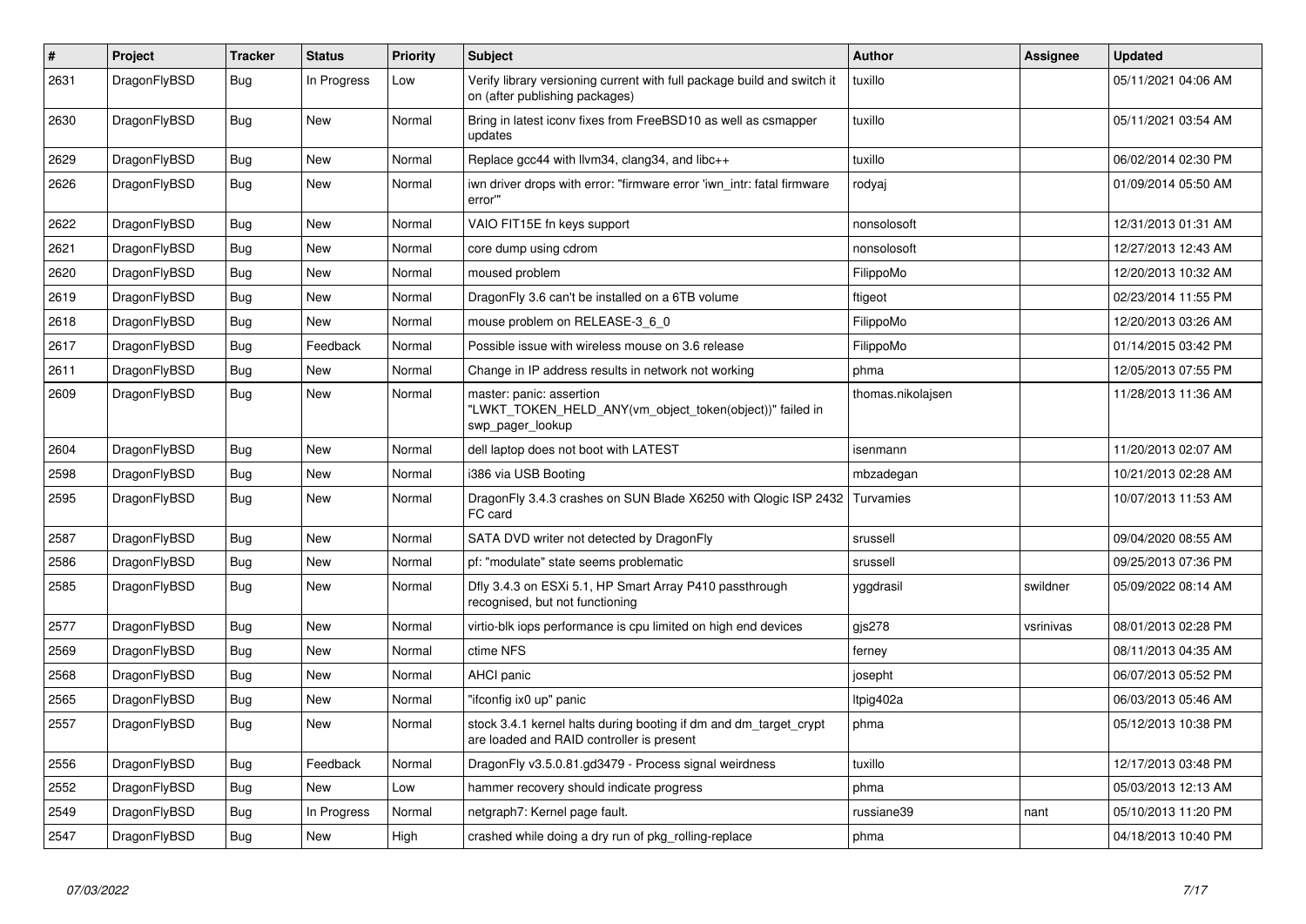| # | Project | Tracker | Status | Priority | Subject | Author | Assignee | Updated |
|---|---|---|---|---|---|---|---|---|
| 2631 | DragonFlyBSD | Bug | In Progress | Low | Verify library versioning current with full package build and switch it on (after publishing packages) | tuxillo | | 05/11/2021 04:06 AM |
| 2630 | DragonFlyBSD | Bug | New | Normal | Bring in latest iconv fixes from FreeBSD10 as well as csmapper updates | tuxillo | | 05/11/2021 03:54 AM |
| 2629 | DragonFlyBSD | Bug | New | Normal | Replace gcc44 with llvm34, clang34, and libc++ | tuxillo | | 06/02/2014 02:30 PM |
| 2626 | DragonFlyBSD | Bug | New | Normal | iwn driver drops with error: "firmware error 'iwn_intr: fatal firmware error'" | rodyaj | | 01/09/2014 05:50 AM |
| 2622 | DragonFlyBSD | Bug | New | Normal | VAIO FIT15E fn keys support | nonsolosoft | | 12/31/2013 01:31 AM |
| 2621 | DragonFlyBSD | Bug | New | Normal | core dump using cdrom | nonsolosoft | | 12/27/2013 12:43 AM |
| 2620 | DragonFlyBSD | Bug | New | Normal | moused problem | FilippoMo | | 12/20/2013 10:32 AM |
| 2619 | DragonFlyBSD | Bug | New | Normal | DragonFly 3.6 can't be installed on a 6TB volume | ftigeot | | 02/23/2014 11:55 PM |
| 2618 | DragonFlyBSD | Bug | New | Normal | mouse problem on RELEASE-3_6_0 | FilippoMo | | 12/20/2013 03:26 AM |
| 2617 | DragonFlyBSD | Bug | Feedback | Normal | Possible issue with wireless mouse on 3.6 release | FilippoMo | | 01/14/2015 03:42 PM |
| 2611 | DragonFlyBSD | Bug | New | Normal | Change in IP address results in network not working | phma | | 12/05/2013 07:55 PM |
| 2609 | DragonFlyBSD | Bug | New | Normal | master: panic: assertion "LWKT_TOKEN_HELD_ANY(vm_object_token(object))" failed in swp_pager_lookup | thomas.nikolajsen | | 11/28/2013 11:36 AM |
| 2604 | DragonFlyBSD | Bug | New | Normal | dell laptop does not boot with LATEST | isenmann | | 11/20/2013 02:07 AM |
| 2598 | DragonFlyBSD | Bug | New | Normal | i386 via USB Booting | mbzadegan | | 10/21/2013 02:28 AM |
| 2595 | DragonFlyBSD | Bug | New | Normal | DragonFly 3.4.3 crashes on SUN Blade X6250 with Qlogic ISP 2432 FC card | Turvamies | | 10/07/2013 11:53 AM |
| 2587 | DragonFlyBSD | Bug | New | Normal | SATA DVD writer not detected by DragonFly | srussell | | 09/04/2020 08:55 AM |
| 2586 | DragonFlyBSD | Bug | New | Normal | pf: "modulate" state seems problematic | srussell | | 09/25/2013 07:36 PM |
| 2585 | DragonFlyBSD | Bug | New | Normal | Dfly 3.4.3 on ESXi 5.1, HP Smart Array P410 passthrough recognised, but not functioning | yggdrasil | swildner | 05/09/2022 08:14 AM |
| 2577 | DragonFlyBSD | Bug | New | Normal | virtio-blk iops performance is cpu limited on high end devices | gjs278 | vsrinivas | 08/01/2013 02:28 PM |
| 2569 | DragonFlyBSD | Bug | New | Normal | ctime NFS | ferney | | 08/11/2013 04:35 AM |
| 2568 | DragonFlyBSD | Bug | New | Normal | AHCI panic | josepht | | 06/07/2013 05:52 PM |
| 2565 | DragonFlyBSD | Bug | New | Normal | "ifconfig ix0 up" panic | ltpig402a | | 06/03/2013 05:46 AM |
| 2557 | DragonFlyBSD | Bug | New | Normal | stock 3.4.1 kernel halts during booting if dm and dm_target_crypt are loaded and RAID controller is present | phma | | 05/12/2013 10:38 PM |
| 2556 | DragonFlyBSD | Bug | Feedback | Normal | DragonFly v3.5.0.81.gd3479 - Process signal weirdness | tuxillo | | 12/17/2013 03:48 PM |
| 2552 | DragonFlyBSD | Bug | New | Low | hammer recovery should indicate progress | phma | | 05/03/2013 12:13 AM |
| 2549 | DragonFlyBSD | Bug | In Progress | Normal | netgraph7: Kernel page fault. | russiane39 | nant | 05/10/2013 11:20 PM |
| 2547 | DragonFlyBSD | Bug | New | High | crashed while doing a dry run of pkg_rolling-replace | phma | | 04/18/2013 10:40 PM |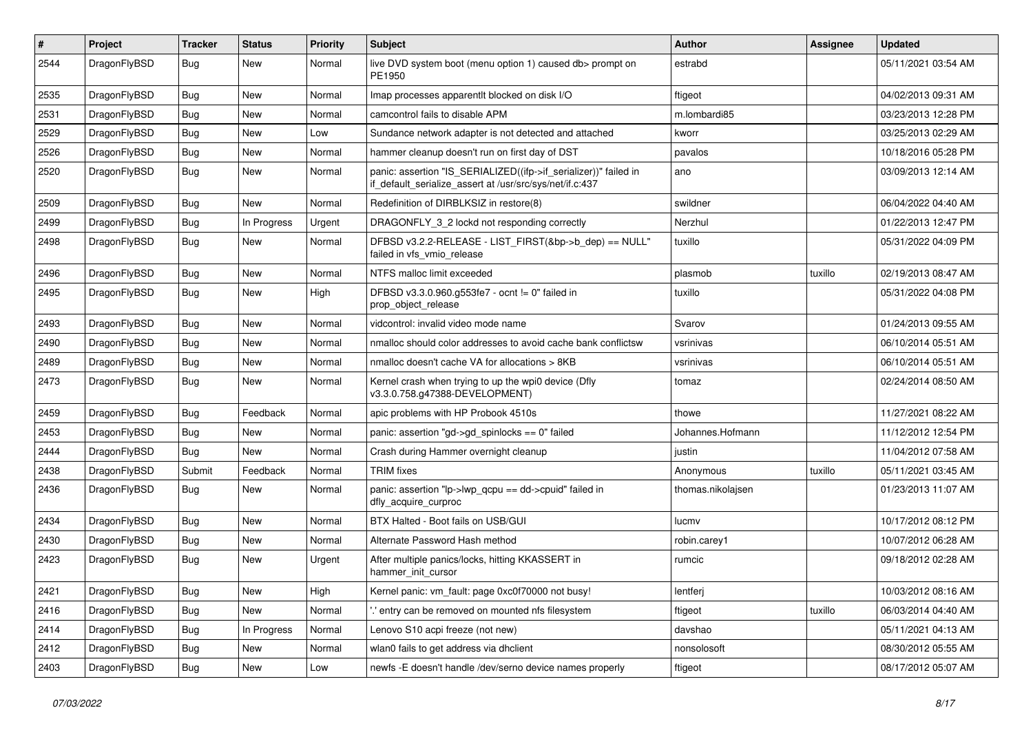| # | Project | Tracker | Status | Priority | Subject | Author | Assignee | Updated |
|---|---|---|---|---|---|---|---|---|
| 2544 | DragonFlyBSD | Bug | New | Normal | live DVD system boot (menu option 1) caused db> prompt on PE1950 | estrabd | | 05/11/2021 03:54 AM |
| 2535 | DragonFlyBSD | Bug | New | Normal | Imap processes apparentlt blocked on disk I/O | ftigeot | | 04/02/2013 09:31 AM |
| 2531 | DragonFlyBSD | Bug | New | Normal | camcontrol fails to disable APM | m.lombardi85 | | 03/23/2013 12:28 PM |
| 2529 | DragonFlyBSD | Bug | New | Low | Sundance network adapter is not detected and attached | kworr | | 03/25/2013 02:29 AM |
| 2526 | DragonFlyBSD | Bug | New | Normal | hammer cleanup doesn't run on first day of DST | pavalos | | 10/18/2016 05:28 PM |
| 2520 | DragonFlyBSD | Bug | New | Normal | panic: assertion "IS_SERIALIZED((ifp->if_serializer))" failed in if_default_serialize_assert at /usr/src/sys/net/if.c:437 | ano | | 03/09/2013 12:14 AM |
| 2509 | DragonFlyBSD | Bug | New | Normal | Redefinition of DIRBLKSIZ in restore(8) | swildner | | 06/04/2022 04:40 AM |
| 2499 | DragonFlyBSD | Bug | In Progress | Urgent | DRAGONFLY_3_2 lockd not responding correctly | Nerzhul | | 01/22/2013 12:47 PM |
| 2498 | DragonFlyBSD | Bug | New | Normal | DFBSD v3.2.2-RELEASE - LIST_FIRST(&bp->b_dep) == NULL" failed in vfs_vmio_release | tuxillo | | 05/31/2022 04:09 PM |
| 2496 | DragonFlyBSD | Bug | New | Normal | NTFS malloc limit exceeded | plasmob | tuxillo | 02/19/2013 08:47 AM |
| 2495 | DragonFlyBSD | Bug | New | High | DFBSD v3.3.0.960.g553fe7 - ocnt != 0" failed in prop_object_release | tuxillo | | 05/31/2022 04:08 PM |
| 2493 | DragonFlyBSD | Bug | New | Normal | vidcontrol: invalid video mode name | Svarov | | 01/24/2013 09:55 AM |
| 2490 | DragonFlyBSD | Bug | New | Normal | nmalloc should color addresses to avoid cache bank conflictsw | vsrinivas | | 06/10/2014 05:51 AM |
| 2489 | DragonFlyBSD | Bug | New | Normal | nmalloc doesn't cache VA for allocations > 8KB | vsrinivas | | 06/10/2014 05:51 AM |
| 2473 | DragonFlyBSD | Bug | New | Normal | Kernel crash when trying to up the wpi0 device (Dfly v3.3.0.758.g47388-DEVELOPMENT) | tomaz | | 02/24/2014 08:50 AM |
| 2459 | DragonFlyBSD | Bug | Feedback | Normal | apic problems with HP Probook 4510s | thowe | | 11/27/2021 08:22 AM |
| 2453 | DragonFlyBSD | Bug | New | Normal | panic: assertion "gd->gd_spinlocks == 0" failed | Johannes.Hofmann | | 11/12/2012 12:54 PM |
| 2444 | DragonFlyBSD | Bug | New | Normal | Crash during Hammer overnight cleanup | justin | | 11/04/2012 07:58 AM |
| 2438 | DragonFlyBSD | Submit | Feedback | Normal | TRIM fixes | Anonymous | tuxillo | 05/11/2021 03:45 AM |
| 2436 | DragonFlyBSD | Bug | New | Normal | panic: assertion "lp->lwp_qcpu == dd->cpuid" failed in dfly_acquire_curproc | thomas.nikolajsen | | 01/23/2013 11:07 AM |
| 2434 | DragonFlyBSD | Bug | New | Normal | BTX Halted - Boot fails on USB/GUI | lucmv | | 10/17/2012 08:12 PM |
| 2430 | DragonFlyBSD | Bug | New | Normal | Alternate Password Hash method | robin.carey1 | | 10/07/2012 06:28 AM |
| 2423 | DragonFlyBSD | Bug | New | Urgent | After multiple panics/locks, hitting KKASSERT in hammer_init_cursor | rumcic | | 09/18/2012 02:28 AM |
| 2421 | DragonFlyBSD | Bug | New | High | Kernel panic: vm_fault: page 0xc0f70000 not busy! | lentferj | | 10/03/2012 08:16 AM |
| 2416 | DragonFlyBSD | Bug | New | Normal | '.' entry can be removed on mounted nfs filesystem | ftigeot | tuxillo | 06/03/2014 04:40 AM |
| 2414 | DragonFlyBSD | Bug | In Progress | Normal | Lenovo S10 acpi freeze (not new) | davshao | | 05/11/2021 04:13 AM |
| 2412 | DragonFlyBSD | Bug | New | Normal | wlan0 fails to get address via dhclient | nonsolosoft | | 08/30/2012 05:55 AM |
| 2403 | DragonFlyBSD | Bug | New | Low | newfs -E doesn't handle /dev/serno device names properly | ftigeot | | 08/17/2012 05:07 AM |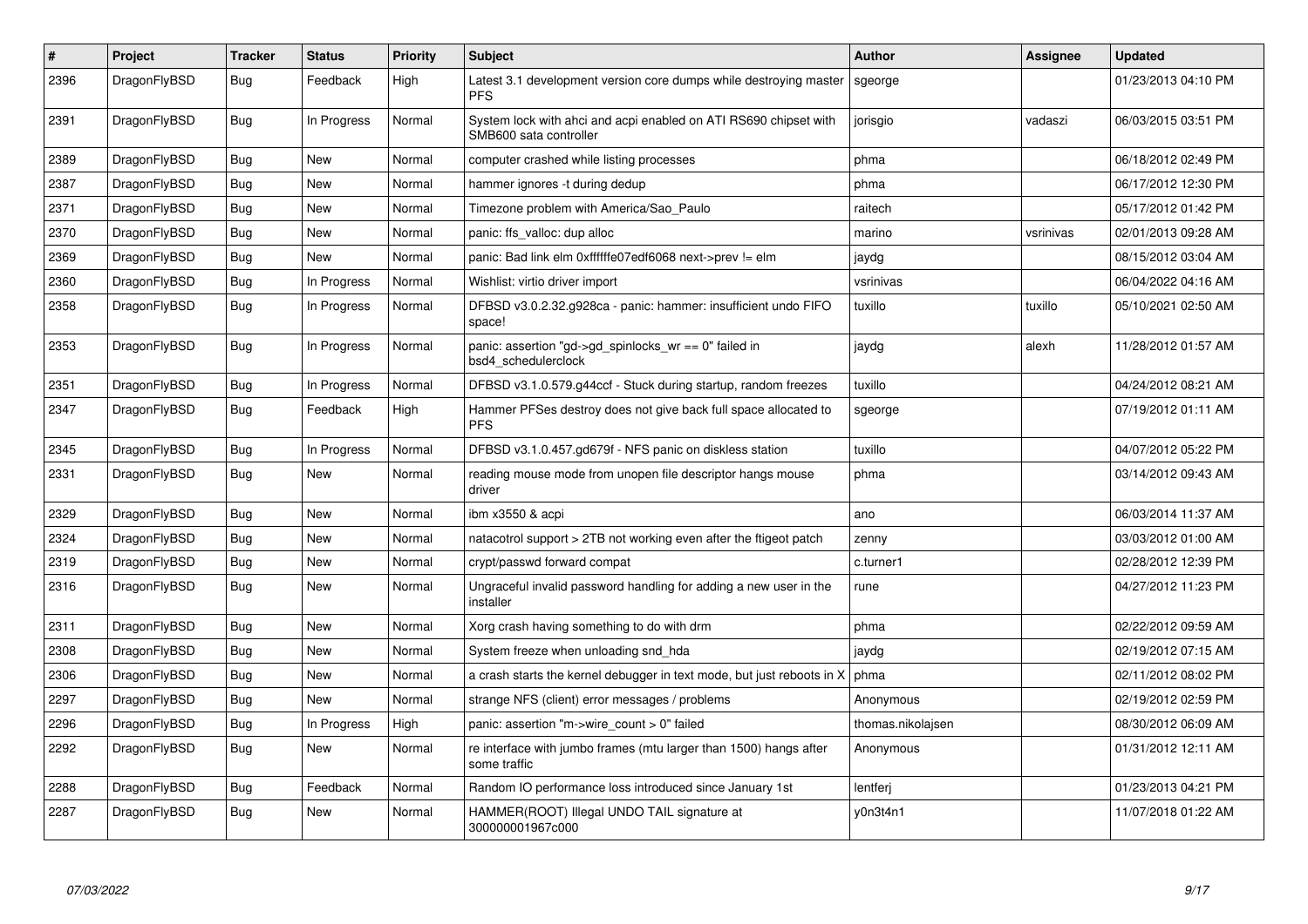| # | Project | Tracker | Status | Priority | Subject | Author | Assignee | Updated |
|---|---|---|---|---|---|---|---|---|
| 2396 | DragonFlyBSD | Bug | Feedback | High | Latest 3.1 development version core dumps while destroying master PFS | sgeorge | | 01/23/2013 04:10 PM |
| 2391 | DragonFlyBSD | Bug | In Progress | Normal | System lock with ahci and acpi enabled on ATI RS690 chipset with SMB600 sata controller | jorisgio | vadaszi | 06/03/2015 03:51 PM |
| 2389 | DragonFlyBSD | Bug | New | Normal | computer crashed while listing processes | phma | | 06/18/2012 02:49 PM |
| 2387 | DragonFlyBSD | Bug | New | Normal | hammer ignores -t during dedup | phma | | 06/17/2012 12:30 PM |
| 2371 | DragonFlyBSD | Bug | New | Normal | Timezone problem with America/Sao_Paulo | raitech | | 05/17/2012 01:42 PM |
| 2370 | DragonFlyBSD | Bug | New | Normal | panic: ffs_valloc: dup alloc | marino | vsrinivas | 02/01/2013 09:28 AM |
| 2369 | DragonFlyBSD | Bug | New | Normal | panic: Bad link elm 0xffffffe07edf6068 next->prev != elm | jaydg | | 08/15/2012 03:04 AM |
| 2360 | DragonFlyBSD | Bug | In Progress | Normal | Wishlist: virtio driver import | vsrinivas | | 06/04/2022 04:16 AM |
| 2358 | DragonFlyBSD | Bug | In Progress | Normal | DFBSD v3.0.2.32.g928ca - panic: hammer: insufficient undo FIFO space! | tuxillo | tuxillo | 05/10/2021 02:50 AM |
| 2353 | DragonFlyBSD | Bug | In Progress | Normal | panic: assertion "gd->gd_spinlocks_wr == 0" failed in bsd4_schedulerclock | jaydg | alexh | 11/28/2012 01:57 AM |
| 2351 | DragonFlyBSD | Bug | In Progress | Normal | DFBSD v3.1.0.579.g44ccf - Stuck during startup, random freezes | tuxillo | | 04/24/2012 08:21 AM |
| 2347 | DragonFlyBSD | Bug | Feedback | High | Hammer PFSes destroy does not give back full space allocated to PFS | sgeorge | | 07/19/2012 01:11 AM |
| 2345 | DragonFlyBSD | Bug | In Progress | Normal | DFBSD v3.1.0.457.gd679f - NFS panic on diskless station | tuxillo | | 04/07/2012 05:22 PM |
| 2331 | DragonFlyBSD | Bug | New | Normal | reading mouse mode from unopen file descriptor hangs mouse driver | phma | | 03/14/2012 09:43 AM |
| 2329 | DragonFlyBSD | Bug | New | Normal | ibm x3550 & acpi | ano | | 06/03/2014 11:37 AM |
| 2324 | DragonFlyBSD | Bug | New | Normal | natacotrol support > 2TB not working even after the ftigeot patch | zenny | | 03/03/2012 01:00 AM |
| 2319 | DragonFlyBSD | Bug | New | Normal | crypt/passwd forward compat | c.turner1 | | 02/28/2012 12:39 PM |
| 2316 | DragonFlyBSD | Bug | New | Normal | Ungraceful invalid password handling for adding a new user in the installer | rune | | 04/27/2012 11:23 PM |
| 2311 | DragonFlyBSD | Bug | New | Normal | Xorg crash having something to do with drm | phma | | 02/22/2012 09:59 AM |
| 2308 | DragonFlyBSD | Bug | New | Normal | System freeze when unloading snd_hda | jaydg | | 02/19/2012 07:15 AM |
| 2306 | DragonFlyBSD | Bug | New | Normal | a crash starts the kernel debugger in text mode, but just reboots in X | phma | | 02/11/2012 08:02 PM |
| 2297 | DragonFlyBSD | Bug | New | Normal | strange NFS (client) error messages / problems | Anonymous | | 02/19/2012 02:59 PM |
| 2296 | DragonFlyBSD | Bug | In Progress | High | panic: assertion "m->wire_count > 0" failed | thomas.nikolajsen | | 08/30/2012 06:09 AM |
| 2292 | DragonFlyBSD | Bug | New | Normal | re interface with jumbo frames (mtu larger than 1500) hangs after some traffic | Anonymous | | 01/31/2012 12:11 AM |
| 2288 | DragonFlyBSD | Bug | Feedback | Normal | Random IO performance loss introduced since January 1st | lentferj | | 01/23/2013 04:21 PM |
| 2287 | DragonFlyBSD | Bug | New | Normal | HAMMER(ROOT) Illegal UNDO TAIL signature at 300000001967c000 | y0n3t4n1 | | 11/07/2018 01:22 AM |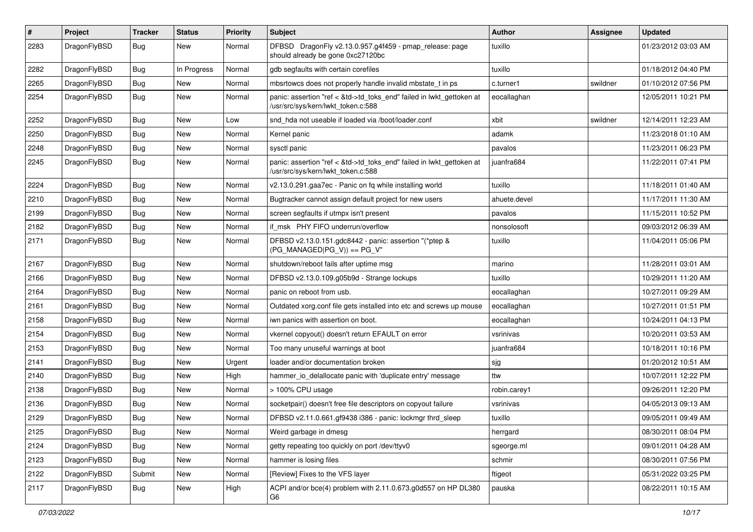| # | Project | Tracker | Status | Priority | Subject | Author | Assignee | Updated |
|---|---|---|---|---|---|---|---|---|
| 2283 | DragonFlyBSD | Bug | New | Normal | DFBSD DragonFly v2.13.0.957.g4f459 - pmap_release: page should already be gone 0xc27120bc | tuxillo | | 01/23/2012 03:03 AM |
| 2282 | DragonFlyBSD | Bug | In Progress | Normal | gdb segfaults with certain corefiles | tuxillo | | 01/18/2012 04:40 PM |
| 2265 | DragonFlyBSD | Bug | New | Normal | mbsrtowcs does not properly handle invalid mbstate_t in ps | c.turner1 | swildner | 01/10/2012 07:56 PM |
| 2254 | DragonFlyBSD | Bug | New | Normal | panic: assertion "ref < &td->td_toks_end" failed in lwkt_gettoken at /usr/src/sys/kern/lwkt_token.c:588 | eocallaghan | | 12/05/2011 10:21 PM |
| 2252 | DragonFlyBSD | Bug | New | Low | snd_hda not useable if loaded via /boot/loader.conf | xbit | swildner | 12/14/2011 12:23 AM |
| 2250 | DragonFlyBSD | Bug | New | Normal | Kernel panic | adamk | | 11/23/2018 01:10 AM |
| 2248 | DragonFlyBSD | Bug | New | Normal | sysctl panic | pavalos | | 11/23/2011 06:23 PM |
| 2245 | DragonFlyBSD | Bug | New | Normal | panic: assertion "ref < &td->td_toks_end" failed in lwkt_gettoken at /usr/src/sys/kern/lwkt_token.c:588 | juanfra684 | | 11/22/2011 07:41 PM |
| 2224 | DragonFlyBSD | Bug | New | Normal | v2.13.0.291.gaa7ec - Panic on fq while installing world | tuxillo | | 11/18/2011 01:40 AM |
| 2210 | DragonFlyBSD | Bug | New | Normal | Bugtracker cannot assign default project for new users | ahuete.devel | | 11/17/2011 11:30 AM |
| 2199 | DragonFlyBSD | Bug | New | Normal | screen segfaults if utmpx isn't present | pavalos | | 11/15/2011 10:52 PM |
| 2182 | DragonFlyBSD | Bug | New | Normal | if_msk PHY FIFO underrun/overflow | nonsolosoft | | 09/03/2012 06:39 AM |
| 2171 | DragonFlyBSD | Bug | New | Normal | DFBSD v2.13.0.151.gdc8442 - panic: assertion "(*ptep & (PG_MANAGED\|PG_V)) == PG_V" | tuxillo | | 11/04/2011 05:06 PM |
| 2167 | DragonFlyBSD | Bug | New | Normal | shutdown/reboot fails after uptime msg | marino | | 11/28/2011 03:01 AM |
| 2166 | DragonFlyBSD | Bug | New | Normal | DFBSD v2.13.0.109.g05b9d - Strange lockups | tuxillo | | 10/29/2011 11:20 AM |
| 2164 | DragonFlyBSD | Bug | New | Normal | panic on reboot from usb. | eocallaghan | | 10/27/2011 09:29 AM |
| 2161 | DragonFlyBSD | Bug | New | Normal | Outdated xorg.conf file gets installed into etc and screws up mouse | eocallaghan | | 10/27/2011 01:51 PM |
| 2158 | DragonFlyBSD | Bug | New | Normal | iwn panics with assertion on boot. | eocallaghan | | 10/24/2011 04:13 PM |
| 2154 | DragonFlyBSD | Bug | New | Normal | vkernel copyout() doesn't return EFAULT on error | vsrinivas | | 10/20/2011 03:53 AM |
| 2153 | DragonFlyBSD | Bug | New | Normal | Too many unuseful warnings at boot | juanfra684 | | 10/18/2011 10:16 PM |
| 2141 | DragonFlyBSD | Bug | New | Urgent | loader and/or documentation broken | sjg | | 01/20/2012 10:51 AM |
| 2140 | DragonFlyBSD | Bug | New | High | hammer_io_delallocate panic with 'duplicate entry' message | ttw | | 10/07/2011 12:22 PM |
| 2138 | DragonFlyBSD | Bug | New | Normal | > 100% CPU usage | robin.carey1 | | 09/26/2011 12:20 PM |
| 2136 | DragonFlyBSD | Bug | New | Normal | socketpair() doesn't free file descriptors on copyout failure | vsrinivas | | 04/05/2013 09:13 AM |
| 2129 | DragonFlyBSD | Bug | New | Normal | DFBSD v2.11.0.661.gf9438 i386 - panic: lockmgr thrd_sleep | tuxillo | | 09/05/2011 09:49 AM |
| 2125 | DragonFlyBSD | Bug | New | Normal | Weird garbage in dmesg | herrgard | | 08/30/2011 08:04 PM |
| 2124 | DragonFlyBSD | Bug | New | Normal | getty repeating too quickly on port /dev/ttyv0 | sgeorge.ml | | 09/01/2011 04:28 AM |
| 2123 | DragonFlyBSD | Bug | New | Normal | hammer is losing files | schmir | | 08/30/2011 07:56 PM |
| 2122 | DragonFlyBSD | Submit | New | Normal | [Review] Fixes to the VFS layer | ftigeot | | 05/31/2022 03:25 PM |
| 2117 | DragonFlyBSD | Bug | New | High | ACPI and/or bce(4) problem with 2.11.0.673.g0d557 on HP DL380 G6 | pauska | | 08/22/2011 10:15 AM |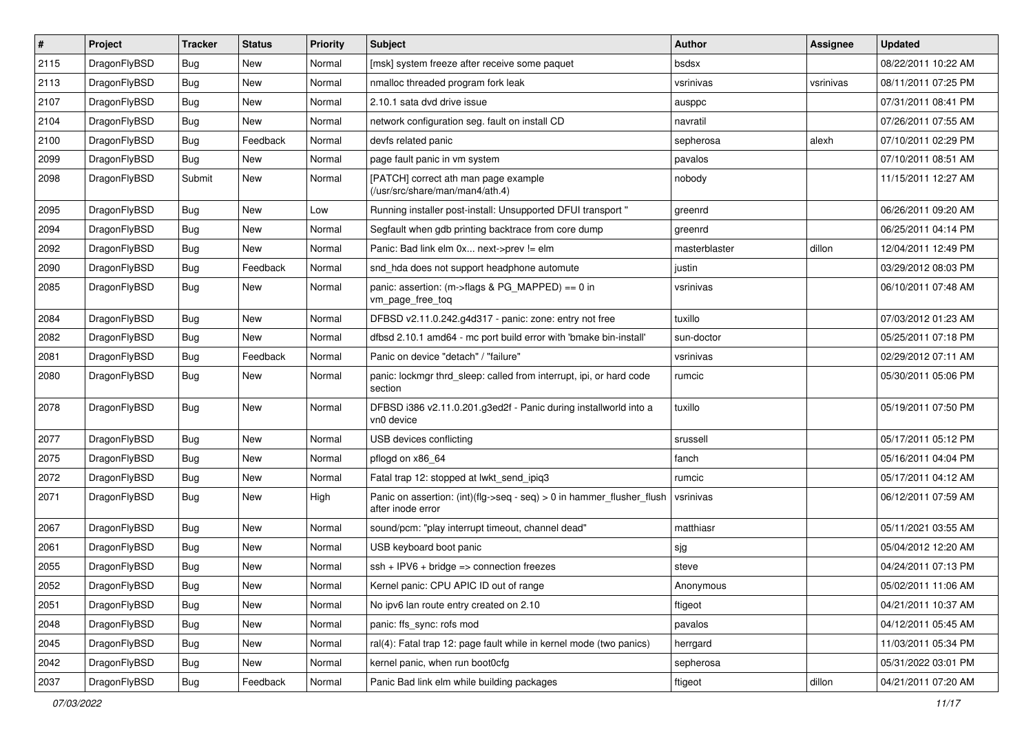| # | Project | Tracker | Status | Priority | Subject | Author | Assignee | Updated |
|---|---|---|---|---|---|---|---|---|
| 2115 | DragonFlyBSD | Bug | New | Normal | [msk] system freeze after receive some paquet | bsdsx | | 08/22/2011 10:22 AM |
| 2113 | DragonFlyBSD | Bug | New | Normal | nmalloc threaded program fork leak | vsrinivas | vsrinivas | 08/11/2011 07:25 PM |
| 2107 | DragonFlyBSD | Bug | New | Normal | 2.10.1 sata dvd drive issue | ausppc | | 07/31/2011 08:41 PM |
| 2104 | DragonFlyBSD | Bug | New | Normal | network configuration seg. fault on install CD | navratil | | 07/26/2011 07:55 AM |
| 2100 | DragonFlyBSD | Bug | Feedback | Normal | devfs related panic | sepherosa | alexh | 07/10/2011 02:29 PM |
| 2099 | DragonFlyBSD | Bug | New | Normal | page fault panic in vm system | pavalos | | 07/10/2011 08:51 AM |
| 2098 | DragonFlyBSD | Submit | New | Normal | [PATCH] correct ath man page example (/usr/src/share/man/man4/ath.4) | nobody | | 11/15/2011 12:27 AM |
| 2095 | DragonFlyBSD | Bug | New | Low | Running installer post-install: Unsupported DFUI transport " | greenrd | | 06/26/2011 09:20 AM |
| 2094 | DragonFlyBSD | Bug | New | Normal | Segfault when gdb printing backtrace from core dump | greenrd | | 06/25/2011 04:14 PM |
| 2092 | DragonFlyBSD | Bug | New | Normal | Panic: Bad link elm 0x... next->prev != elm | masterblaster | dillon | 12/04/2011 12:49 PM |
| 2090 | DragonFlyBSD | Bug | Feedback | Normal | snd_hda does not support headphone automute | justin | | 03/29/2012 08:03 PM |
| 2085 | DragonFlyBSD | Bug | New | Normal | panic: assertion: (m->flags & PG_MAPPED) == 0 in vm_page_free_toq | vsrinivas | | 06/10/2011 07:48 AM |
| 2084 | DragonFlyBSD | Bug | New | Normal | DFBSD v2.11.0.242.g4d317 - panic: zone: entry not free | tuxillo | | 07/03/2012 01:23 AM |
| 2082 | DragonFlyBSD | Bug | New | Normal | dfbsd 2.10.1 amd64 - mc port build error with 'bmake bin-install' | sun-doctor | | 05/25/2011 07:18 PM |
| 2081 | DragonFlyBSD | Bug | Feedback | Normal | Panic on device "detach" / "failure" | vsrinivas | | 02/29/2012 07:11 AM |
| 2080 | DragonFlyBSD | Bug | New | Normal | panic: lockmgr thrd_sleep: called from interrupt, ipi, or hard code section | rumcic | | 05/30/2011 05:06 PM |
| 2078 | DragonFlyBSD | Bug | New | Normal | DFBSD i386 v2.11.0.201.g3ed2f - Panic during installworld into a vn0 device | tuxillo | | 05/19/2011 07:50 PM |
| 2077 | DragonFlyBSD | Bug | New | Normal | USB devices conflicting | srussell | | 05/17/2011 05:12 PM |
| 2075 | DragonFlyBSD | Bug | New | Normal | pflogd on x86_64 | fanch | | 05/16/2011 04:04 PM |
| 2072 | DragonFlyBSD | Bug | New | Normal | Fatal trap 12: stopped at lwkt_send_ipiq3 | rumcic | | 05/17/2011 04:12 AM |
| 2071 | DragonFlyBSD | Bug | New | High | Panic on assertion: (int)(flg->seq - seq) > 0 in hammer_flusher_flush after inode error | vsrinivas | | 06/12/2011 07:59 AM |
| 2067 | DragonFlyBSD | Bug | New | Normal | sound/pcm: "play interrupt timeout, channel dead" | matthiasr | | 05/11/2021 03:55 AM |
| 2061 | DragonFlyBSD | Bug | New | Normal | USB keyboard boot panic | sjg | | 05/04/2012 12:20 AM |
| 2055 | DragonFlyBSD | Bug | New | Normal | ssh + IPV6 + bridge => connection freezes | steve | | 04/24/2011 07:13 PM |
| 2052 | DragonFlyBSD | Bug | New | Normal | Kernel panic: CPU APIC ID out of range | Anonymous | | 05/02/2011 11:06 AM |
| 2051 | DragonFlyBSD | Bug | New | Normal | No ipv6 lan route entry created on 2.10 | ftigeot | | 04/21/2011 10:37 AM |
| 2048 | DragonFlyBSD | Bug | New | Normal | panic: ffs_sync: rofs mod | pavalos | | 04/12/2011 05:45 AM |
| 2045 | DragonFlyBSD | Bug | New | Normal | ral(4): Fatal trap 12: page fault while in kernel mode (two panics) | herrgard | | 11/03/2011 05:34 PM |
| 2042 | DragonFlyBSD | Bug | New | Normal | kernel panic, when run boot0cfg | sepherosa | | 05/31/2022 03:01 PM |
| 2037 | DragonFlyBSD | Bug | Feedback | Normal | Panic Bad link elm while building packages | ftigeot | dillon | 04/21/2011 07:20 AM |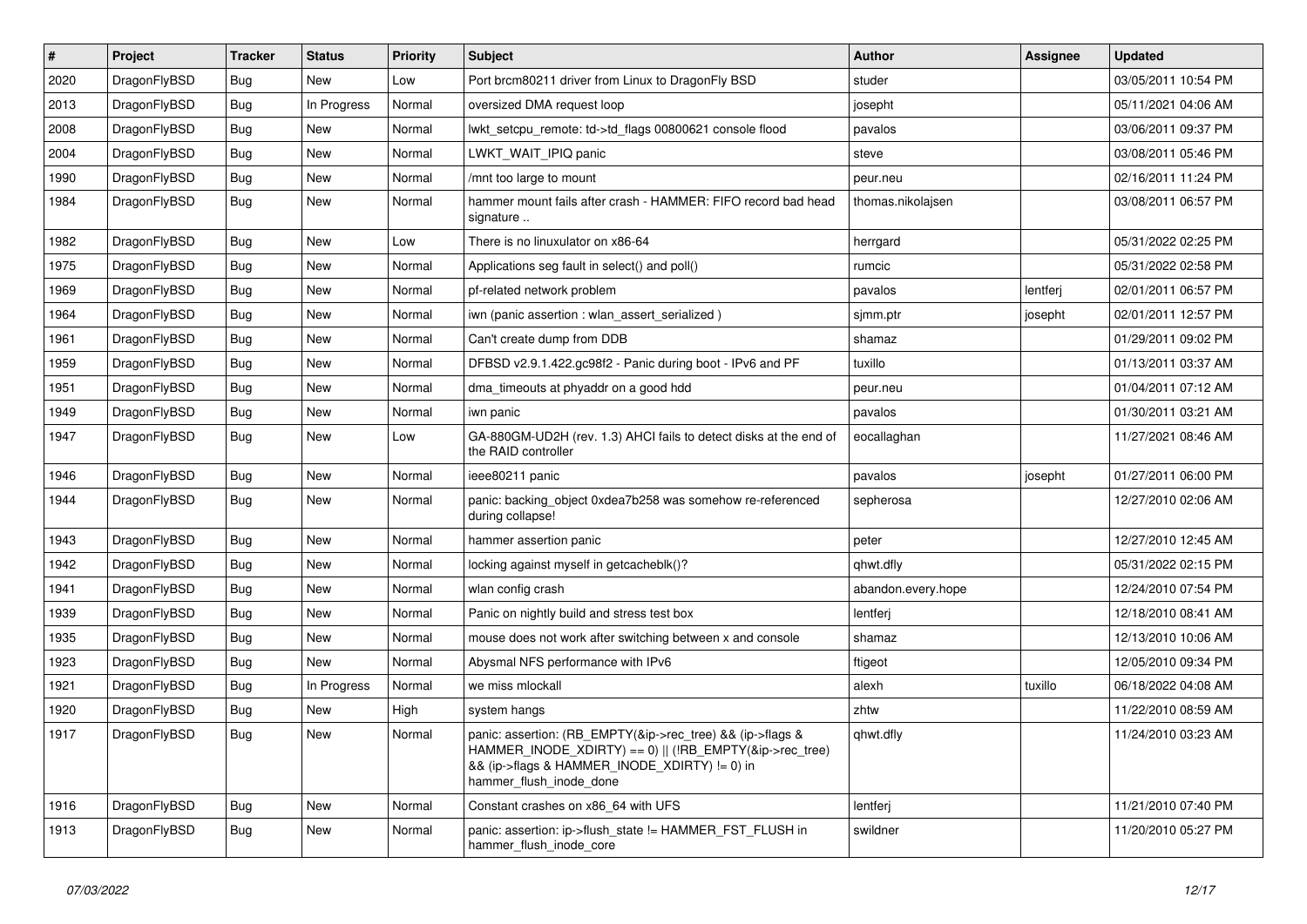| # | Project | Tracker | Status | Priority | Subject | Author | Assignee | Updated |
|---|---|---|---|---|---|---|---|---|
| 2020 | DragonFlyBSD | Bug | New | Low | Port brcm80211 driver from Linux to DragonFly BSD | studer | | 03/05/2011 10:54 PM |
| 2013 | DragonFlyBSD | Bug | In Progress | Normal | oversized DMA request loop | josepht | | 05/11/2021 04:06 AM |
| 2008 | DragonFlyBSD | Bug | New | Normal | lwkt_setcpu_remote: td->td_flags 00800621 console flood | pavalos | | 03/06/2011 09:37 PM |
| 2004 | DragonFlyBSD | Bug | New | Normal | LWKT_WAIT_IPIQ panic | steve | | 03/08/2011 05:46 PM |
| 1990 | DragonFlyBSD | Bug | New | Normal | /mnt too large to mount | peur.neu | | 02/16/2011 11:24 PM |
| 1984 | DragonFlyBSD | Bug | New | Normal | hammer mount fails after crash - HAMMER: FIFO record bad head signature .. | thomas.nikolajsen | | 03/08/2011 06:57 PM |
| 1982 | DragonFlyBSD | Bug | New | Low | There is no linuxulator on x86-64 | herrgard | | 05/31/2022 02:25 PM |
| 1975 | DragonFlyBSD | Bug | New | Normal | Applications seg fault in select() and poll() | rumcic | | 05/31/2022 02:58 PM |
| 1969 | DragonFlyBSD | Bug | New | Normal | pf-related network problem | pavalos | lentferj | 02/01/2011 06:57 PM |
| 1964 | DragonFlyBSD | Bug | New | Normal | iwn (panic assertion : wlan_assert_serialized ) | sjmm.ptr | josepht | 02/01/2011 12:57 PM |
| 1961 | DragonFlyBSD | Bug | New | Normal | Can't create dump from DDB | shamaz | | 01/29/2011 09:02 PM |
| 1959 | DragonFlyBSD | Bug | New | Normal | DFBSD v2.9.1.422.gc98f2 - Panic during boot - IPv6 and PF | tuxillo | | 01/13/2011 03:37 AM |
| 1951 | DragonFlyBSD | Bug | New | Normal | dma_timeouts at phyaddr on a good hdd | peur.neu | | 01/04/2011 07:12 AM |
| 1949 | DragonFlyBSD | Bug | New | Normal | iwn panic | pavalos | | 01/30/2011 03:21 AM |
| 1947 | DragonFlyBSD | Bug | New | Low | GA-880GM-UD2H (rev. 1.3) AHCI fails to detect disks at the end of the RAID controller | eocallaghan | | 11/27/2021 08:46 AM |
| 1946 | DragonFlyBSD | Bug | New | Normal | ieee80211 panic | pavalos | josepht | 01/27/2011 06:00 PM |
| 1944 | DragonFlyBSD | Bug | New | Normal | panic: backing_object 0xdea7b258 was somehow re-referenced during collapse! | sepherosa | | 12/27/2010 02:06 AM |
| 1943 | DragonFlyBSD | Bug | New | Normal | hammer assertion panic | peter | | 12/27/2010 12:45 AM |
| 1942 | DragonFlyBSD | Bug | New | Normal | locking against myself in getcacheblk()? | qhwt.dfly | | 05/31/2022 02:15 PM |
| 1941 | DragonFlyBSD | Bug | New | Normal | wlan config crash | abandon.every.hope | | 12/24/2010 07:54 PM |
| 1939 | DragonFlyBSD | Bug | New | Normal | Panic on nightly build and stress test box | lentferj | | 12/18/2010 08:41 AM |
| 1935 | DragonFlyBSD | Bug | New | Normal | mouse does not work after switching between x and console | shamaz | | 12/13/2010 10:06 AM |
| 1923 | DragonFlyBSD | Bug | New | Normal | Abysmal NFS performance with IPv6 | ftigeot | | 12/05/2010 09:34 PM |
| 1921 | DragonFlyBSD | Bug | In Progress | Normal | we miss mlockall | alexh | tuxillo | 06/18/2022 04:08 AM |
| 1920 | DragonFlyBSD | Bug | New | High | system hangs | zhtw | | 11/22/2010 08:59 AM |
| 1917 | DragonFlyBSD | Bug | New | Normal | panic: assertion: (RB_EMPTY(&ip->rec_tree) && (ip->flags & HAMMER_INODE_XDIRTY) == 0) \|\| (!RB_EMPTY(&ip->rec_tree) && (ip->flags & HAMMER_INODE_XDIRTY) != 0) in hammer_flush_inode_done | qhwt.dfly | | 11/24/2010 03:23 AM |
| 1916 | DragonFlyBSD | Bug | New | Normal | Constant crashes on x86_64 with UFS | lentferj | | 11/21/2010 07:40 PM |
| 1913 | DragonFlyBSD | Bug | New | Normal | panic: assertion: ip->flush_state != HAMMER_FST_FLUSH in hammer_flush_inode_core | swildner | | 11/20/2010 05:27 PM |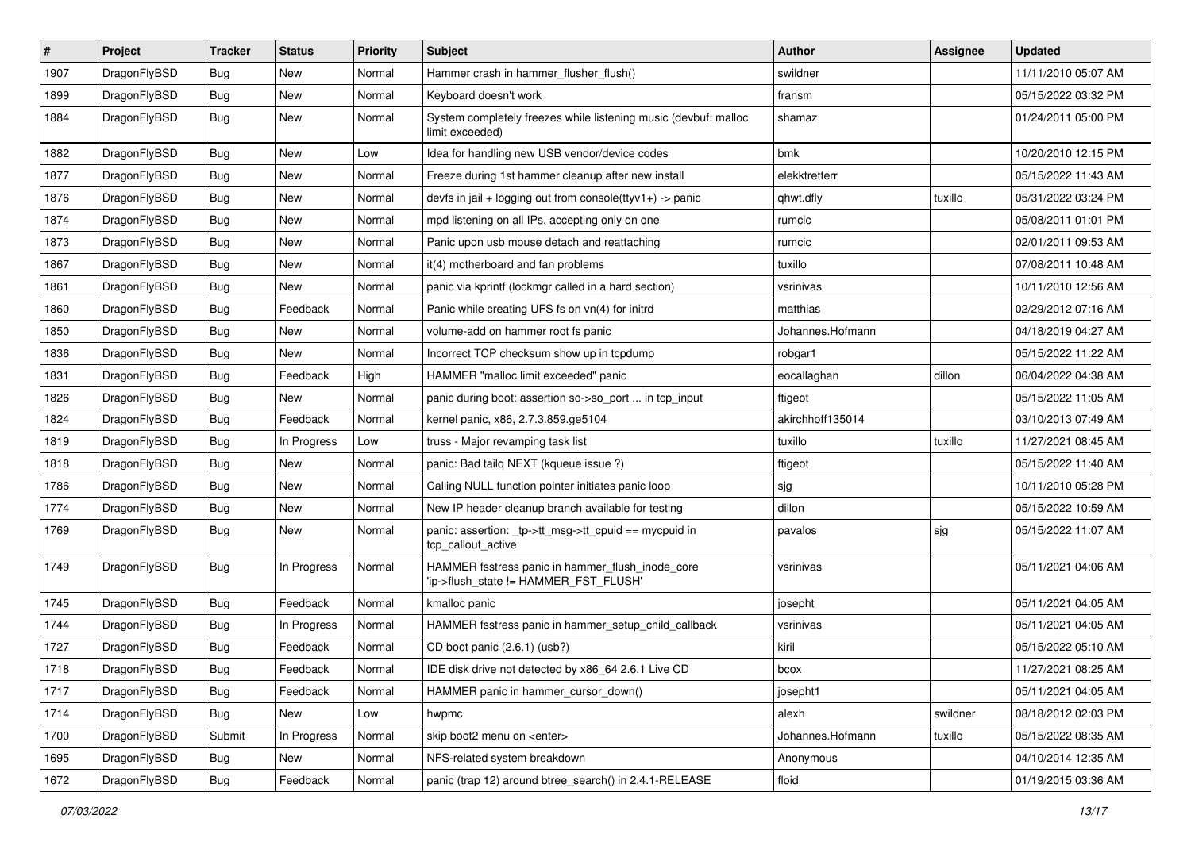| # | Project | Tracker | Status | Priority | Subject | Author | Assignee | Updated |
|---|---|---|---|---|---|---|---|---|
| 1907 | DragonFlyBSD | Bug | New | Normal | Hammer crash in hammer_flusher_flush() | swildner | | 11/11/2010 05:07 AM |
| 1899 | DragonFlyBSD | Bug | New | Normal | Keyboard doesn't work | fransm | | 05/15/2022 03:32 PM |
| 1884 | DragonFlyBSD | Bug | New | Normal | System completely freezes while listening music (devbuf: malloc limit exceeded) | shamaz | | 01/24/2011 05:00 PM |
| 1882 | DragonFlyBSD | Bug | New | Low | Idea for handling new USB vendor/device codes | bmk | | 10/20/2010 12:15 PM |
| 1877 | DragonFlyBSD | Bug | New | Normal | Freeze during 1st hammer cleanup after new install | elekktretterr | | 05/15/2022 11:43 AM |
| 1876 | DragonFlyBSD | Bug | New | Normal | devfs in jail + logging out from console(ttyv1+) -> panic | qhwt.dfly | tuxillo | 05/31/2022 03:24 PM |
| 1874 | DragonFlyBSD | Bug | New | Normal | mpd listening on all IPs, accepting only on one | rumcic | | 05/08/2011 01:01 PM |
| 1873 | DragonFlyBSD | Bug | New | Normal | Panic upon usb mouse detach and reattaching | rumcic | | 02/01/2011 09:53 AM |
| 1867 | DragonFlyBSD | Bug | New | Normal | it(4) motherboard and fan problems | tuxillo | | 07/08/2011 10:48 AM |
| 1861 | DragonFlyBSD | Bug | New | Normal | panic via kprintf (lockmgr called in a hard section) | vsrinivas | | 10/11/2010 12:56 AM |
| 1860 | DragonFlyBSD | Bug | Feedback | Normal | Panic while creating UFS fs on vn(4) for initrd | matthias | | 02/29/2012 07:16 AM |
| 1850 | DragonFlyBSD | Bug | New | Normal | volume-add on hammer root fs panic | Johannes.Hofmann | | 04/18/2019 04:27 AM |
| 1836 | DragonFlyBSD | Bug | New | Normal | Incorrect TCP checksum show up in tcpdump | robgar1 | | 05/15/2022 11:22 AM |
| 1831 | DragonFlyBSD | Bug | Feedback | High | HAMMER "malloc limit exceeded" panic | eocallaghan | dillon | 06/04/2022 04:38 AM |
| 1826 | DragonFlyBSD | Bug | New | Normal | panic during boot: assertion so->so_port ... in tcp_input | ftigeot | | 05/15/2022 11:05 AM |
| 1824 | DragonFlyBSD | Bug | Feedback | Normal | kernel panic, x86, 2.7.3.859.ge5104 | akirchhoff135014 | | 03/10/2013 07:49 AM |
| 1819 | DragonFlyBSD | Bug | In Progress | Low | truss - Major revamping task list | tuxillo | tuxillo | 11/27/2021 08:45 AM |
| 1818 | DragonFlyBSD | Bug | New | Normal | panic: Bad tailq NEXT (kqueue issue ?) | ftigeot | | 05/15/2022 11:40 AM |
| 1786 | DragonFlyBSD | Bug | New | Normal | Calling NULL function pointer initiates panic loop | sjg | | 10/11/2010 05:28 PM |
| 1774 | DragonFlyBSD | Bug | New | Normal | New IP header cleanup branch available for testing | dillon | | 05/15/2022 10:59 AM |
| 1769 | DragonFlyBSD | Bug | New | Normal | panic: assertion: _tp->tt_msg->tt_cpuid == mycpuid in tcp_callout_active | pavalos | sjg | 05/15/2022 11:07 AM |
| 1749 | DragonFlyBSD | Bug | In Progress | Normal | HAMMER fsstress panic in hammer_flush_inode_core 'ip->flush_state != HAMMER_FST_FLUSH' | vsrinivas | | 05/11/2021 04:06 AM |
| 1745 | DragonFlyBSD | Bug | Feedback | Normal | kmalloc panic | josepht | | 05/11/2021 04:05 AM |
| 1744 | DragonFlyBSD | Bug | In Progress | Normal | HAMMER fsstress panic in hammer_setup_child_callback | vsrinivas | | 05/11/2021 04:05 AM |
| 1727 | DragonFlyBSD | Bug | Feedback | Normal | CD boot panic (2.6.1) (usb?) | kiril | | 05/15/2022 05:10 AM |
| 1718 | DragonFlyBSD | Bug | Feedback | Normal | IDE disk drive not detected by x86_64 2.6.1 Live CD | bcox | | 11/27/2021 08:25 AM |
| 1717 | DragonFlyBSD | Bug | Feedback | Normal | HAMMER panic in hammer_cursor_down() | josepht1 | | 05/11/2021 04:05 AM |
| 1714 | DragonFlyBSD | Bug | New | Low | hwpmc | alexh | swildner | 08/18/2012 02:03 PM |
| 1700 | DragonFlyBSD | Submit | In Progress | Normal | skip boot2 menu on <enter> | Johannes.Hofmann | tuxillo | 05/15/2022 08:35 AM |
| 1695 | DragonFlyBSD | Bug | New | Normal | NFS-related system breakdown | Anonymous | | 04/10/2014 12:35 AM |
| 1672 | DragonFlyBSD | Bug | Feedback | Normal | panic (trap 12) around btree_search() in 2.4.1-RELEASE | floid | | 01/19/2015 03:36 AM |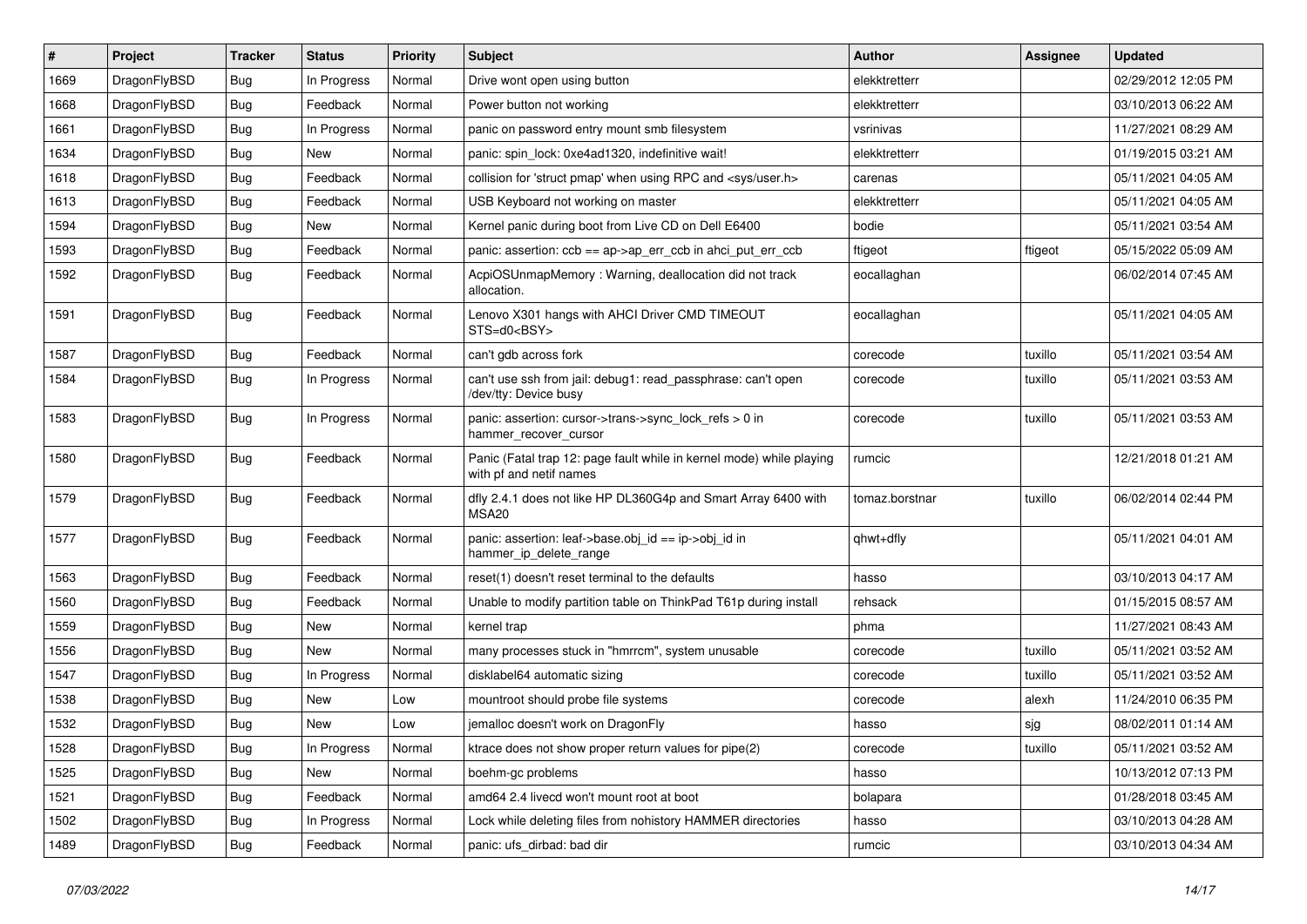| # | Project | Tracker | Status | Priority | Subject | Author | Assignee | Updated |
|---|---|---|---|---|---|---|---|---|
| 1669 | DragonFlyBSD | Bug | In Progress | Normal | Drive wont open using button | elekktretterr | | 02/29/2012 12:05 PM |
| 1668 | DragonFlyBSD | Bug | Feedback | Normal | Power button not working | elekktretterr | | 03/10/2013 06:22 AM |
| 1661 | DragonFlyBSD | Bug | In Progress | Normal | panic on password entry mount smb filesystem | vsrinivas | | 11/27/2021 08:29 AM |
| 1634 | DragonFlyBSD | Bug | New | Normal | panic: spin_lock: 0xe4ad1320, indefinitive wait! | elekktretterr | | 01/19/2015 03:21 AM |
| 1618 | DragonFlyBSD | Bug | Feedback | Normal | collision for 'struct pmap' when using RPC and <sys/user.h> | carenas | | 05/11/2021 04:05 AM |
| 1613 | DragonFlyBSD | Bug | Feedback | Normal | USB Keyboard not working on master | elekktretterr | | 05/11/2021 04:05 AM |
| 1594 | DragonFlyBSD | Bug | New | Normal | Kernel panic during boot from Live CD on Dell E6400 | bodie | | 05/11/2021 03:54 AM |
| 1593 | DragonFlyBSD | Bug | Feedback | Normal | panic: assertion: ccb == ap->ap_err_ccb in ahci_put_err_ccb | ftigeot | ftigeot | 05/15/2022 05:09 AM |
| 1592 | DragonFlyBSD | Bug | Feedback | Normal | AcpiOSUnmapMemory : Warning, deallocation did not track allocation. | eocallaghan | | 06/02/2014 07:45 AM |
| 1591 | DragonFlyBSD | Bug | Feedback | Normal | Lenovo X301 hangs with AHCI Driver CMD TIMEOUT STS=d0<BSY> | eocallaghan | | 05/11/2021 04:05 AM |
| 1587 | DragonFlyBSD | Bug | Feedback | Normal | can't gdb across fork | corecode | tuxillo | 05/11/2021 03:54 AM |
| 1584 | DragonFlyBSD | Bug | In Progress | Normal | can't use ssh from jail: debug1: read_passphrase: can't open /dev/tty: Device busy | corecode | tuxillo | 05/11/2021 03:53 AM |
| 1583 | DragonFlyBSD | Bug | In Progress | Normal | panic: assertion: cursor->trans->sync_lock_refs > 0 in hammer_recover_cursor | corecode | tuxillo | 05/11/2021 03:53 AM |
| 1580 | DragonFlyBSD | Bug | Feedback | Normal | Panic (Fatal trap 12: page fault while in kernel mode) while playing with pf and netif names | rumcic | | 12/21/2018 01:21 AM |
| 1579 | DragonFlyBSD | Bug | Feedback | Normal | dfly 2.4.1 does not like HP DL360G4p and Smart Array 6400 with MSA20 | tomaz.borstnar | tuxillo | 06/02/2014 02:44 PM |
| 1577 | DragonFlyBSD | Bug | Feedback | Normal | panic: assertion: leaf->base.obj_id == ip->obj_id in hammer_ip_delete_range | qhwt+dfly | | 05/11/2021 04:01 AM |
| 1563 | DragonFlyBSD | Bug | Feedback | Normal | reset(1) doesn't reset terminal to the defaults | hasso | | 03/10/2013 04:17 AM |
| 1560 | DragonFlyBSD | Bug | Feedback | Normal | Unable to modify partition table on ThinkPad T61p during install | rehsack | | 01/15/2015 08:57 AM |
| 1559 | DragonFlyBSD | Bug | New | Normal | kernel trap | phma | | 11/27/2021 08:43 AM |
| 1556 | DragonFlyBSD | Bug | New | Normal | many processes stuck in "hmrrcm", system unusable | corecode | tuxillo | 05/11/2021 03:52 AM |
| 1547 | DragonFlyBSD | Bug | In Progress | Normal | disklabel64 automatic sizing | corecode | tuxillo | 05/11/2021 03:52 AM |
| 1538 | DragonFlyBSD | Bug | New | Low | mountroot should probe file systems | corecode | alexh | 11/24/2010 06:35 PM |
| 1532 | DragonFlyBSD | Bug | New | Low | jemalloc doesn't work on DragonFly | hasso | sjg | 08/02/2011 01:14 AM |
| 1528 | DragonFlyBSD | Bug | In Progress | Normal | ktrace does not show proper return values for pipe(2) | corecode | tuxillo | 05/11/2021 03:52 AM |
| 1525 | DragonFlyBSD | Bug | New | Normal | boehm-gc problems | hasso | | 10/13/2012 07:13 PM |
| 1521 | DragonFlyBSD | Bug | Feedback | Normal | amd64 2.4 livecd won't mount root at boot | bolapara | | 01/28/2018 03:45 AM |
| 1502 | DragonFlyBSD | Bug | In Progress | Normal | Lock while deleting files from nohistory HAMMER directories | hasso | | 03/10/2013 04:28 AM |
| 1489 | DragonFlyBSD | Bug | Feedback | Normal | panic: ufs_dirbad: bad dir | rumcic | | 03/10/2013 04:34 AM |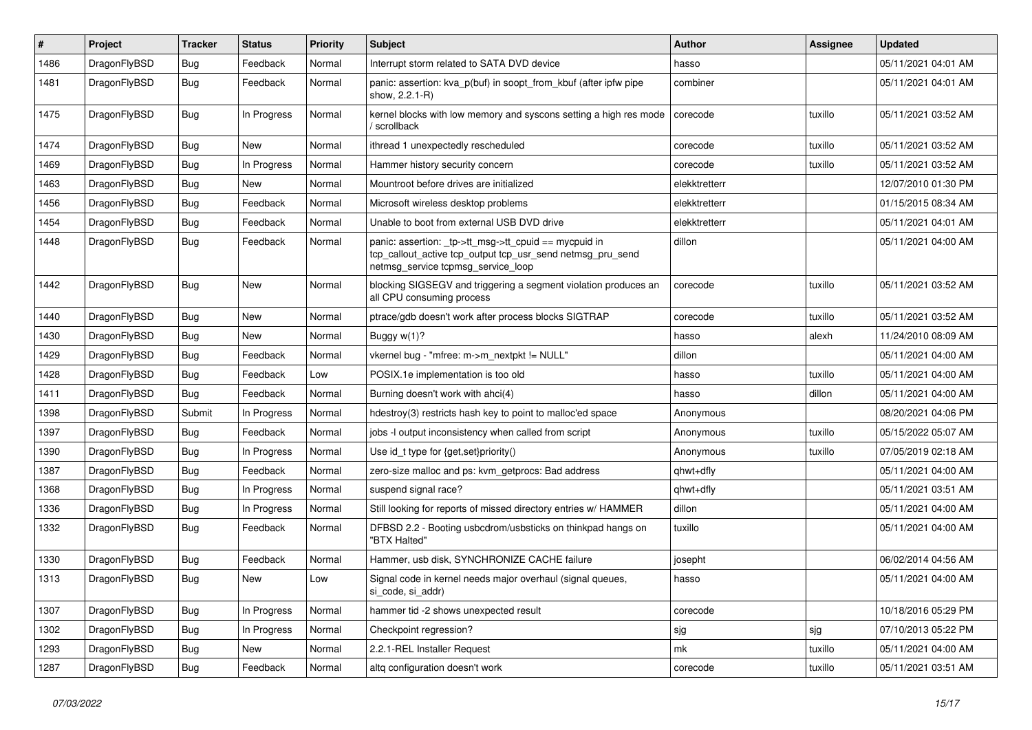| # | Project | Tracker | Status | Priority | Subject | Author | Assignee | Updated |
|---|---|---|---|---|---|---|---|---|
| 1486 | DragonFlyBSD | Bug | Feedback | Normal | Interrupt storm related to SATA DVD device | hasso | | 05/11/2021 04:01 AM |
| 1481 | DragonFlyBSD | Bug | Feedback | Normal | panic: assertion: kva_p(buf) in soopt_from_kbuf (after ipfw pipe show, 2.2.1-R) | combiner | | 05/11/2021 04:01 AM |
| 1475 | DragonFlyBSD | Bug | In Progress | Normal | kernel blocks with low memory and syscons setting a high res mode / scrollback | corecode | tuxillo | 05/11/2021 03:52 AM |
| 1474 | DragonFlyBSD | Bug | New | Normal | ithread 1 unexpectedly rescheduled | corecode | tuxillo | 05/11/2021 03:52 AM |
| 1469 | DragonFlyBSD | Bug | In Progress | Normal | Hammer history security concern | corecode | tuxillo | 05/11/2021 03:52 AM |
| 1463 | DragonFlyBSD | Bug | New | Normal | Mountroot before drives are initialized | elekktretterr | | 12/07/2010 01:30 PM |
| 1456 | DragonFlyBSD | Bug | Feedback | Normal | Microsoft wireless desktop problems | elekktretterr | | 01/15/2015 08:34 AM |
| 1454 | DragonFlyBSD | Bug | Feedback | Normal | Unable to boot from external USB DVD drive | elekktretterr | | 05/11/2021 04:01 AM |
| 1448 | DragonFlyBSD | Bug | Feedback | Normal | panic: assertion: _tp->tt_msg->tt_cpuid == mycpuid in tcp_callout_active tcp_output tcp_usr_send netmsg_pru_send netmsg_service tcpmsg_service_loop | dillon | | 05/11/2021 04:00 AM |
| 1442 | DragonFlyBSD | Bug | New | Normal | blocking SIGSEGV and triggering a segment violation produces an all CPU consuming process | corecode | tuxillo | 05/11/2021 03:52 AM |
| 1440 | DragonFlyBSD | Bug | New | Normal | ptrace/gdb doesn't work after process blocks SIGTRAP | corecode | tuxillo | 05/11/2021 03:52 AM |
| 1430 | DragonFlyBSD | Bug | New | Normal | Buggy w(1)? | hasso | alexh | 11/24/2010 08:09 AM |
| 1429 | DragonFlyBSD | Bug | Feedback | Normal | vkernel bug - "mfree: m->m_nextpkt != NULL" | dillon | | 05/11/2021 04:00 AM |
| 1428 | DragonFlyBSD | Bug | Feedback | Low | POSIX.1e implementation is too old | hasso | tuxillo | 05/11/2021 04:00 AM |
| 1411 | DragonFlyBSD | Bug | Feedback | Normal | Burning doesn't work with ahci(4) | hasso | dillon | 05/11/2021 04:00 AM |
| 1398 | DragonFlyBSD | Submit | In Progress | Normal | hdestroy(3) restricts hash key to point to malloc'ed space | Anonymous | | 08/20/2021 04:06 PM |
| 1397 | DragonFlyBSD | Bug | Feedback | Normal | jobs -l output inconsistency when called from script | Anonymous | tuxillo | 05/15/2022 05:07 AM |
| 1390 | DragonFlyBSD | Bug | In Progress | Normal | Use id_t type for {get,set}priority() | Anonymous | tuxillo | 07/05/2019 02:18 AM |
| 1387 | DragonFlyBSD | Bug | Feedback | Normal | zero-size malloc and ps: kvm_getprocs: Bad address | qhwt+dfly | | 05/11/2021 04:00 AM |
| 1368 | DragonFlyBSD | Bug | In Progress | Normal | suspend signal race? | qhwt+dfly | | 05/11/2021 03:51 AM |
| 1336 | DragonFlyBSD | Bug | In Progress | Normal | Still looking for reports of missed directory entries w/ HAMMER | dillon | | 05/11/2021 04:00 AM |
| 1332 | DragonFlyBSD | Bug | Feedback | Normal | DFBSD 2.2 - Booting usbcdrom/usbsticks on thinkpad hangs on "BTX Halted" | tuxillo | | 05/11/2021 04:00 AM |
| 1330 | DragonFlyBSD | Bug | Feedback | Normal | Hammer, usb disk, SYNCHRONIZE CACHE failure | josepht | | 06/02/2014 04:56 AM |
| 1313 | DragonFlyBSD | Bug | New | Low | Signal code in kernel needs major overhaul (signal queues, si_code, si_addr) | hasso | | 05/11/2021 04:00 AM |
| 1307 | DragonFlyBSD | Bug | In Progress | Normal | hammer tid -2 shows unexpected result | corecode | | 10/18/2016 05:29 PM |
| 1302 | DragonFlyBSD | Bug | In Progress | Normal | Checkpoint regression? | sjg | sjg | 07/10/2013 05:22 PM |
| 1293 | DragonFlyBSD | Bug | New | Normal | 2.2.1-REL Installer Request | mk | tuxillo | 05/11/2021 04:00 AM |
| 1287 | DragonFlyBSD | Bug | Feedback | Normal | altq configuration doesn't work | corecode | tuxillo | 05/11/2021 03:51 AM |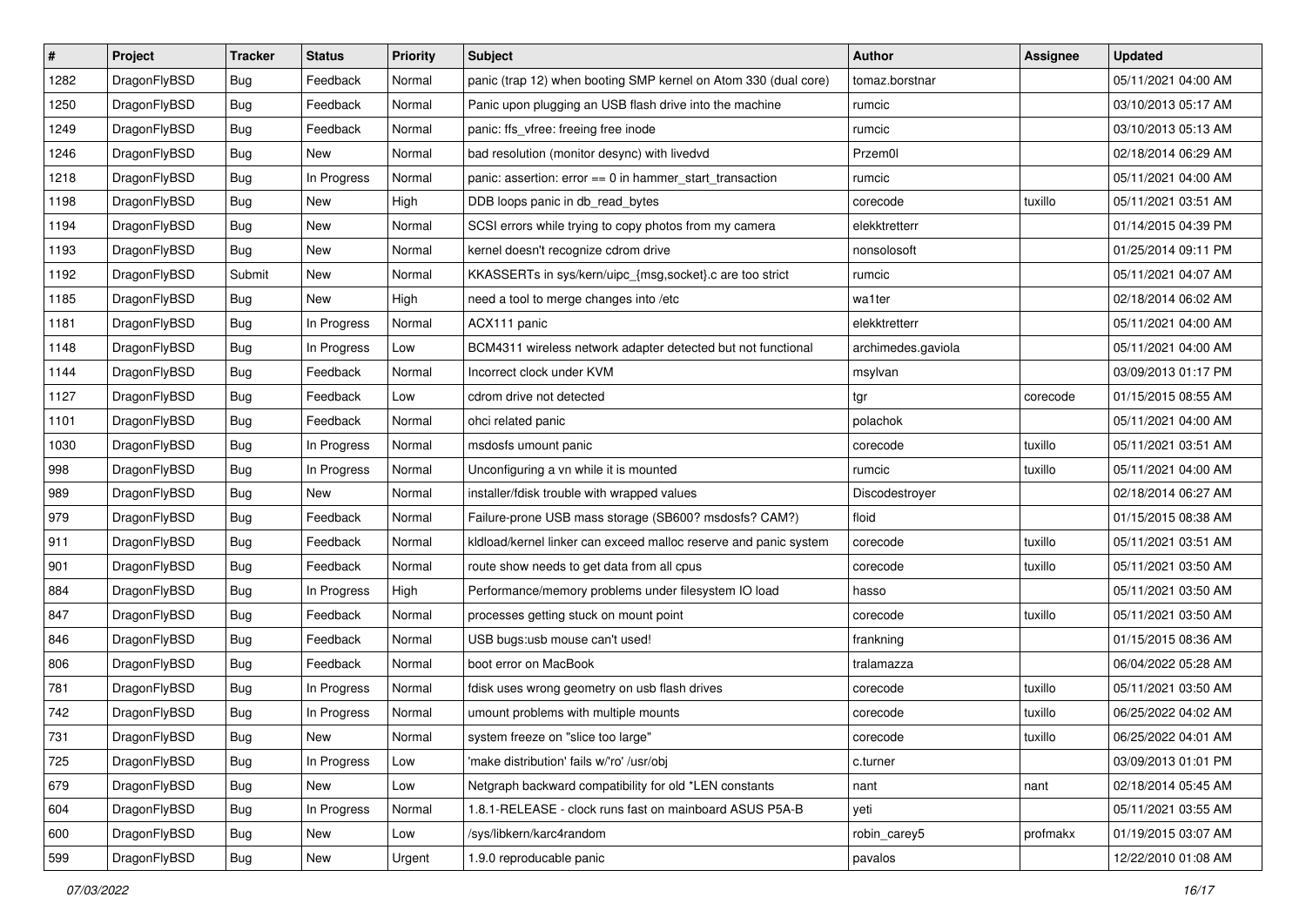| # | Project | Tracker | Status | Priority | Subject | Author | Assignee | Updated |
|---|---|---|---|---|---|---|---|---|
| 1282 | DragonFlyBSD | Bug | Feedback | Normal | panic (trap 12) when booting SMP kernel on Atom 330 (dual core) | tomaz.borstnar | | 05/11/2021 04:00 AM |
| 1250 | DragonFlyBSD | Bug | Feedback | Normal | Panic upon plugging an USB flash drive into the machine | rumcic | | 03/10/2013 05:17 AM |
| 1249 | DragonFlyBSD | Bug | Feedback | Normal | panic: ffs_vfree: freeing free inode | rumcic | | 03/10/2013 05:13 AM |
| 1246 | DragonFlyBSD | Bug | New | Normal | bad resolution (monitor desync) with livedvd | Przem0l | | 02/18/2014 06:29 AM |
| 1218 | DragonFlyBSD | Bug | In Progress | Normal | panic: assertion: error == 0 in hammer_start_transaction | rumcic | | 05/11/2021 04:00 AM |
| 1198 | DragonFlyBSD | Bug | New | High | DDB loops panic in db_read_bytes | corecode | tuxillo | 05/11/2021 03:51 AM |
| 1194 | DragonFlyBSD | Bug | New | Normal | SCSI errors while trying to copy photos from my camera | elekktretterr | | 01/14/2015 04:39 PM |
| 1193 | DragonFlyBSD | Bug | New | Normal | kernel doesn't recognize cdrom drive | nonsolosoft | | 01/25/2014 09:11 PM |
| 1192 | DragonFlyBSD | Submit | New | Normal | KKASSERTs in sys/kern/uipc_{msg,socket}.c are too strict | rumcic | | 05/11/2021 04:07 AM |
| 1185 | DragonFlyBSD | Bug | New | High | need a tool to merge changes into /etc | wa1ter | | 02/18/2014 06:02 AM |
| 1181 | DragonFlyBSD | Bug | In Progress | Normal | ACX111 panic | elekktretterr | | 05/11/2021 04:00 AM |
| 1148 | DragonFlyBSD | Bug | In Progress | Low | BCM4311 wireless network adapter detected but not functional | archimedes.gaviola | | 05/11/2021 04:00 AM |
| 1144 | DragonFlyBSD | Bug | Feedback | Normal | Incorrect clock under KVM | msylvan | | 03/09/2013 01:17 PM |
| 1127 | DragonFlyBSD | Bug | Feedback | Low | cdrom drive not detected | tgr | corecode | 01/15/2015 08:55 AM |
| 1101 | DragonFlyBSD | Bug | Feedback | Normal | ohci related panic | polachok | | 05/11/2021 04:00 AM |
| 1030 | DragonFlyBSD | Bug | In Progress | Normal | msdosfs umount panic | corecode | tuxillo | 05/11/2021 03:51 AM |
| 998 | DragonFlyBSD | Bug | In Progress | Normal | Unconfiguring a vn while it is mounted | rumcic | tuxillo | 05/11/2021 04:00 AM |
| 989 | DragonFlyBSD | Bug | New | Normal | installer/fdisk trouble with wrapped values | Discodestroyer | | 02/18/2014 06:27 AM |
| 979 | DragonFlyBSD | Bug | Feedback | Normal | Failure-prone USB mass storage (SB600? msdosfs? CAM?) | floid | | 01/15/2015 08:38 AM |
| 911 | DragonFlyBSD | Bug | Feedback | Normal | kldload/kernel linker can exceed malloc reserve and panic system | corecode | tuxillo | 05/11/2021 03:51 AM |
| 901 | DragonFlyBSD | Bug | Feedback | Normal | route show needs to get data from all cpus | corecode | tuxillo | 05/11/2021 03:50 AM |
| 884 | DragonFlyBSD | Bug | In Progress | High | Performance/memory problems under filesystem IO load | hasso | | 05/11/2021 03:50 AM |
| 847 | DragonFlyBSD | Bug | Feedback | Normal | processes getting stuck on mount point | corecode | tuxillo | 05/11/2021 03:50 AM |
| 846 | DragonFlyBSD | Bug | Feedback | Normal | USB bugs:usb mouse can't used! | frankning | | 01/15/2015 08:36 AM |
| 806 | DragonFlyBSD | Bug | Feedback | Normal | boot error on MacBook | tralamazza | | 06/04/2022 05:28 AM |
| 781 | DragonFlyBSD | Bug | In Progress | Normal | fdisk uses wrong geometry on usb flash drives | corecode | tuxillo | 05/11/2021 03:50 AM |
| 742 | DragonFlyBSD | Bug | In Progress | Normal | umount problems with multiple mounts | corecode | tuxillo | 06/25/2022 04:02 AM |
| 731 | DragonFlyBSD | Bug | New | Normal | system freeze on "slice too large" | corecode | tuxillo | 06/25/2022 04:01 AM |
| 725 | DragonFlyBSD | Bug | In Progress | Low | 'make distribution' fails w/'ro' /usr/obj | c.turner | | 03/09/2013 01:01 PM |
| 679 | DragonFlyBSD | Bug | New | Low | Netgraph backward compatibility for old *LEN constants | nant | nant | 02/18/2014 05:45 AM |
| 604 | DragonFlyBSD | Bug | In Progress | Normal | 1.8.1-RELEASE - clock runs fast on mainboard ASUS P5A-B | yeti | | 05/11/2021 03:55 AM |
| 600 | DragonFlyBSD | Bug | New | Low | /sys/libkern/karc4random | robin_carey5 | profmakx | 01/19/2015 03:07 AM |
| 599 | DragonFlyBSD | Bug | New | Urgent | 1.9.0 reproducable panic | pavalos | | 12/22/2010 01:08 AM |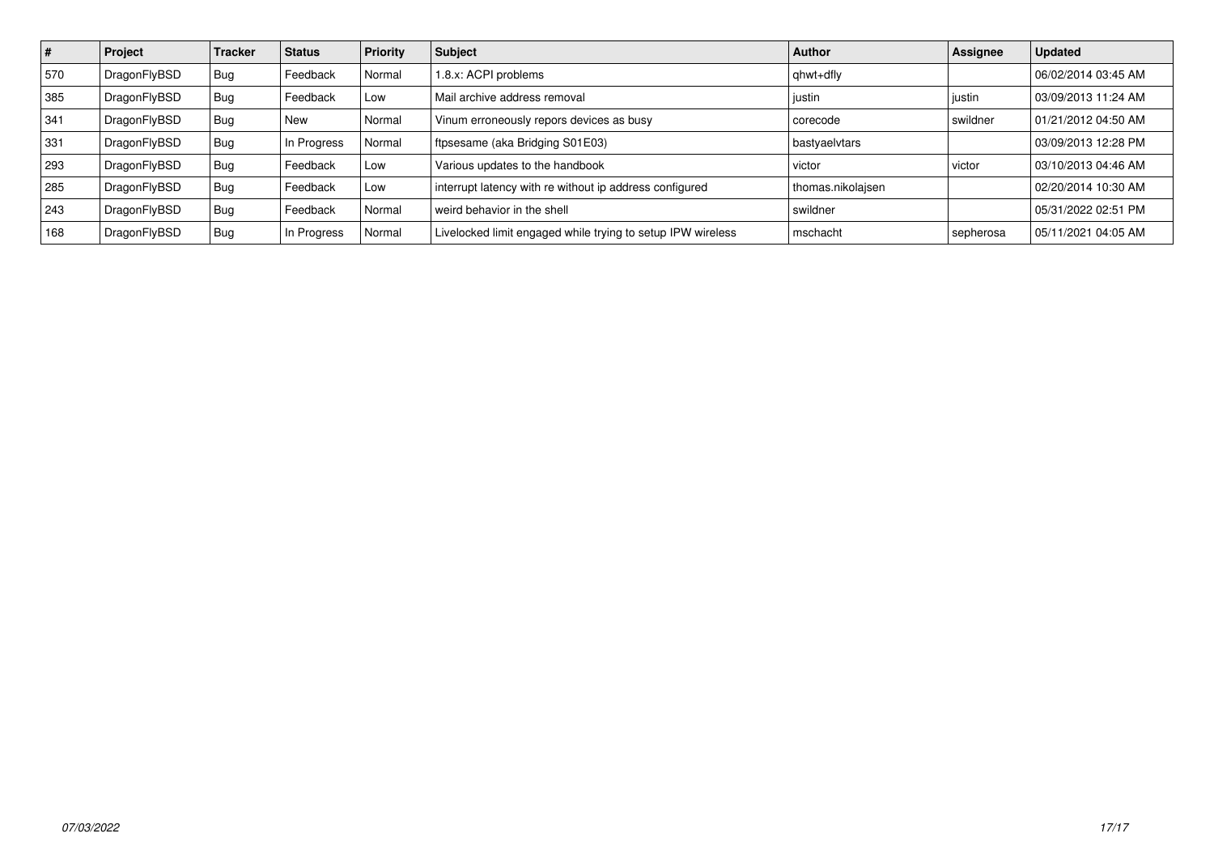| # | Project | Tracker | Status | Priority | Subject | Author | Assignee | Updated |
|---|---|---|---|---|---|---|---|---|
| 570 | DragonFlyBSD | Bug | Feedback | Normal | 1.8.x: ACPI problems | qhwt+dfly | | 06/02/2014 03:45 AM |
| 385 | DragonFlyBSD | Bug | Feedback | Low | Mail archive address removal | justin | justin | 03/09/2013 11:24 AM |
| 341 | DragonFlyBSD | Bug | New | Normal | Vinum erroneously repors devices as busy | corecode | swildner | 01/21/2012 04:50 AM |
| 331 | DragonFlyBSD | Bug | In Progress | Normal | ftpsesame (aka Bridging S01E03) | bastyaelvtars | | 03/09/2013 12:28 PM |
| 293 | DragonFlyBSD | Bug | Feedback | Low | Various updates to the handbook | victor | victor | 03/10/2013 04:46 AM |
| 285 | DragonFlyBSD | Bug | Feedback | Low | interrupt latency with re without ip address configured | thomas.nikolajsen | | 02/20/2014 10:30 AM |
| 243 | DragonFlyBSD | Bug | Feedback | Normal | weird behavior in the shell | swildner | | 05/31/2022 02:51 PM |
| 168 | DragonFlyBSD | Bug | In Progress | Normal | Livelocked limit engaged while trying to setup IPW wireless | mschacht | sepherosa | 05/11/2021 04:05 AM |